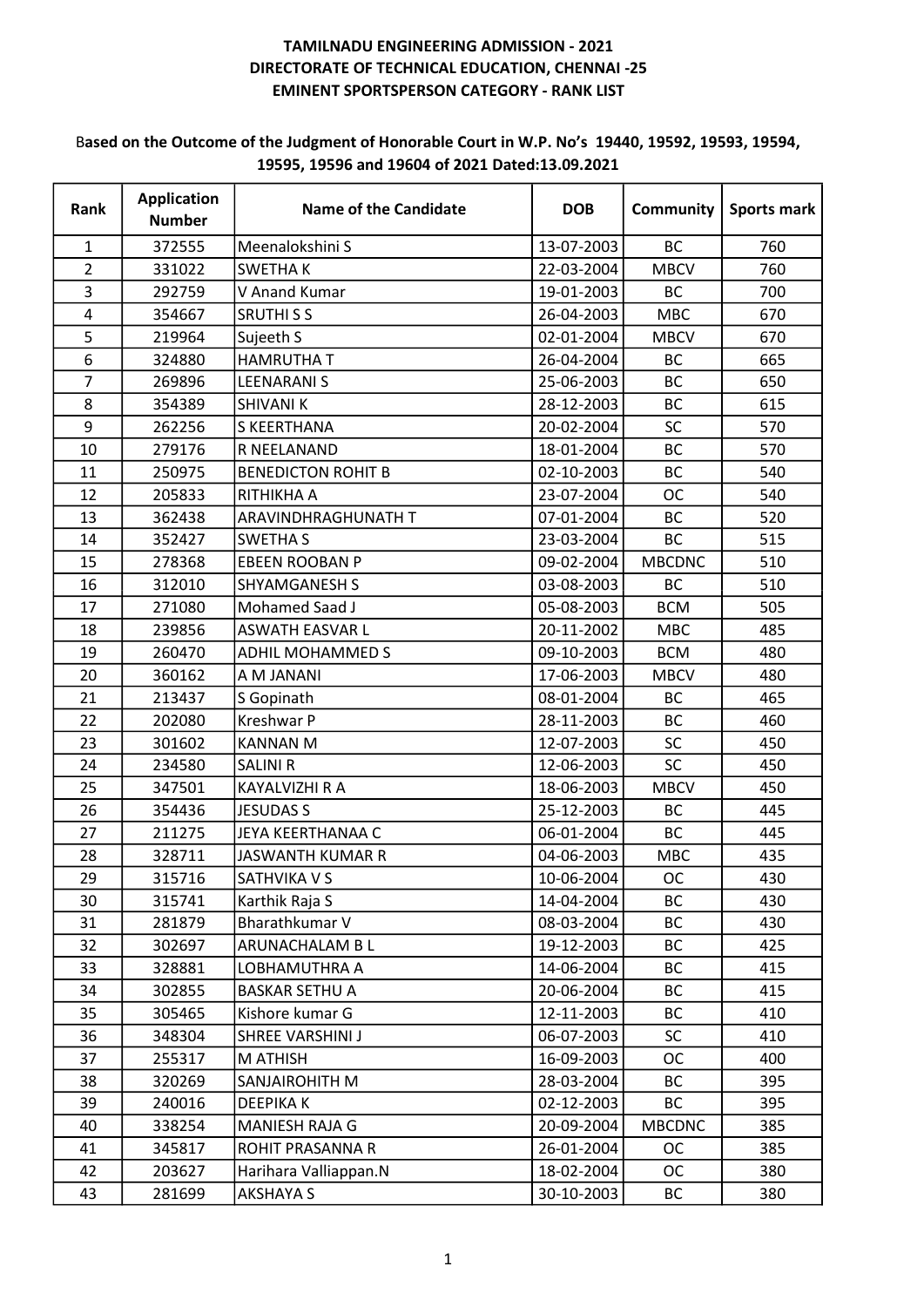# TAMILNADU ENGINEERING ADMISSION - 2021
# DIRECTORATE OF TECHNICAL EDUCATION, CHENNAI -25
# EMINENT SPORTSPERSON CATEGORY - RANK LIST

**Based on the Outcome of the Judgment of Honorable Court in W.P. No's 19440, 19592, 19593, 19594, 19595, 19596 and 19604 of 2021 Dated:13.09.2021**

| Rank | Application Number | Name of the Candidate | DOB | Community | Sports mark |
|---|---|---|---|---|---|
| 1 | 372555 | Meenalokshini S | 13-07-2003 | BC | 760 |
| 2 | 331022 | SWETHA K | 22-03-2004 | MBCV | 760 |
| 3 | 292759 | V Anand Kumar | 19-01-2003 | BC | 700 |
| 4 | 354667 | SRUTHI S S | 26-04-2003 | MBC | 670 |
| 5 | 219964 | Sujeeth S | 02-01-2004 | MBCV | 670 |
| 6 | 324880 | HAMRUTHA T | 26-04-2004 | BC | 665 |
| 7 | 269896 | LEENARANI S | 25-06-2003 | BC | 650 |
| 8 | 354389 | SHIVANI K | 28-12-2003 | BC | 615 |
| 9 | 262256 | S KEERTHANA | 20-02-2004 | SC | 570 |
| 10 | 279176 | R NEELANAND | 18-01-2004 | BC | 570 |
| 11 | 250975 | BENEDICTON ROHIT B | 02-10-2003 | BC | 540 |
| 12 | 205833 | RITHIKHA A | 23-07-2004 | OC | 540 |
| 13 | 362438 | ARAVINDHRAGHUNATH T | 07-01-2004 | BC | 520 |
| 14 | 352427 | SWETHA S | 23-03-2004 | BC | 515 |
| 15 | 278368 | EBEEN ROOBAN P | 09-02-2004 | MBCDNC | 510 |
| 16 | 312010 | SHYAMGANESH S | 03-08-2003 | BC | 510 |
| 17 | 271080 | Mohamed Saad J | 05-08-2003 | BCM | 505 |
| 18 | 239856 | ASWATH EASVAR L | 20-11-2002 | MBC | 485 |
| 19 | 260470 | ADHIL MOHAMMED S | 09-10-2003 | BCM | 480 |
| 20 | 360162 | A M JANANI | 17-06-2003 | MBCV | 480 |
| 21 | 213437 | S Gopinath | 08-01-2004 | BC | 465 |
| 22 | 202080 | Kreshwar P | 28-11-2003 | BC | 460 |
| 23 | 301602 | KANNAN M | 12-07-2003 | SC | 450 |
| 24 | 234580 | SALINI R | 12-06-2003 | SC | 450 |
| 25 | 347501 | KAYALVIZHI R A | 18-06-2003 | MBCV | 450 |
| 26 | 354436 | JESUDAS S | 25-12-2003 | BC | 445 |
| 27 | 211275 | JEYA KEERTHANAA C | 06-01-2004 | BC | 445 |
| 28 | 328711 | JASWANTH KUMAR R | 04-06-2003 | MBC | 435 |
| 29 | 315716 | SATHVIKA V S | 10-06-2004 | OC | 430 |
| 30 | 315741 | Karthik Raja S | 14-04-2004 | BC | 430 |
| 31 | 281879 | Bharathkumar V | 08-03-2004 | BC | 430 |
| 32 | 302697 | ARUNACHALAM B L | 19-12-2003 | BC | 425 |
| 33 | 328881 | LOBHAMUTHRA A | 14-06-2004 | BC | 415 |
| 34 | 302855 | BASKAR SETHU A | 20-06-2004 | BC | 415 |
| 35 | 305465 | Kishore kumar G | 12-11-2003 | BC | 410 |
| 36 | 348304 | SHREE VARSHINI J | 06-07-2003 | SC | 410 |
| 37 | 255317 | M ATHISH | 16-09-2003 | OC | 400 |
| 38 | 320269 | SANJAIROHITH M | 28-03-2004 | BC | 395 |
| 39 | 240016 | DEEPIKA K | 02-12-2003 | BC | 395 |
| 40 | 338254 | MANIESH RAJA G | 20-09-2004 | MBCDNC | 385 |
| 41 | 345817 | ROHIT PRASANNA R | 26-01-2004 | OC | 385 |
| 42 | 203627 | Harihara Valliappan.N | 18-02-2004 | OC | 380 |
| 43 | 281699 | AKSHAYA S | 30-10-2003 | BC | 380 |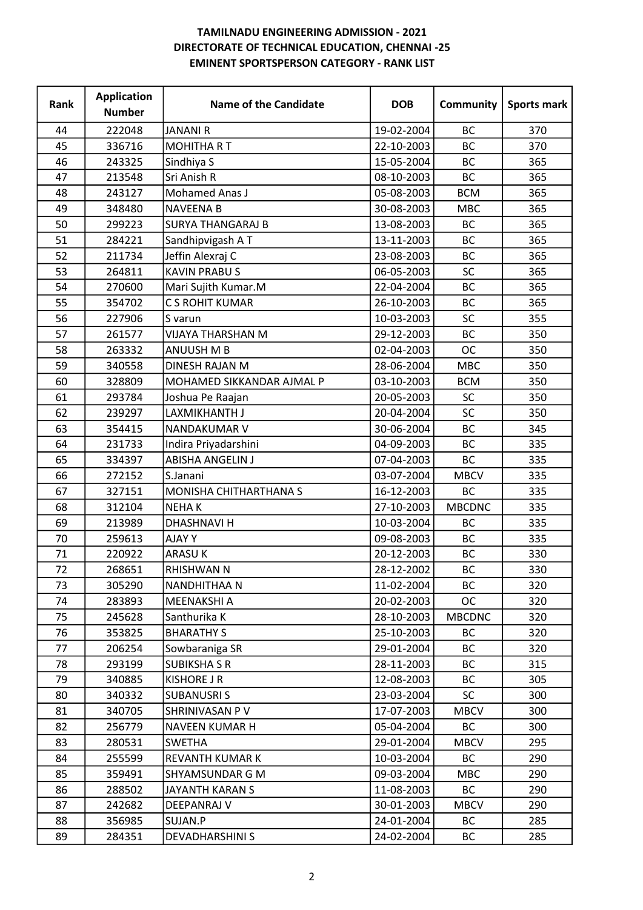**TAMILNADU ENGINEERING ADMISSION - 2021**
**DIRECTORATE OF TECHNICAL EDUCATION, CHENNAI -25**
**EMINENT SPORTSPERSON CATEGORY - RANK LIST**

| Rank | Application Number | Name of the Candidate | DOB | Community | Sports mark |
|---|---|---|---|---|---|
| 44 | 222048 | JANANI R | 19-02-2004 | BC | 370 |
| 45 | 336716 | MOHITHA R T | 22-10-2003 | BC | 370 |
| 46 | 243325 | Sindhiya S | 15-05-2004 | BC | 365 |
| 47 | 213548 | Sri Anish R | 08-10-2003 | BC | 365 |
| 48 | 243127 | Mohamed Anas J | 05-08-2003 | BCM | 365 |
| 49 | 348480 | NAVEENA B | 30-08-2003 | MBC | 365 |
| 50 | 299223 | SURYA THANGARAJ B | 13-08-2003 | BC | 365 |
| 51 | 284221 | Sandhipvigash A T | 13-11-2003 | BC | 365 |
| 52 | 211734 | Jeffin Alexraj C | 23-08-2003 | BC | 365 |
| 53 | 264811 | KAVIN PRABU S | 06-05-2003 | SC | 365 |
| 54 | 270600 | Mari Sujith Kumar.M | 22-04-2004 | BC | 365 |
| 55 | 354702 | C S ROHIT KUMAR | 26-10-2003 | BC | 365 |
| 56 | 227906 | S varun | 10-03-2003 | SC | 355 |
| 57 | 261577 | VIJAYA THARSHAN M | 29-12-2003 | BC | 350 |
| 58 | 263332 | ANUUSH M B | 02-04-2003 | OC | 350 |
| 59 | 340558 | DINESH RAJAN M | 28-06-2004 | MBC | 350 |
| 60 | 328809 | MOHAMED SIKKANDAR AJMAL P | 03-10-2003 | BCM | 350 |
| 61 | 293784 | Joshua Pe Raajan | 20-05-2003 | SC | 350 |
| 62 | 239297 | LAXMIKHANTH J | 20-04-2004 | SC | 350 |
| 63 | 354415 | NANDAKUMAR V | 30-06-2004 | BC | 345 |
| 64 | 231733 | Indira Priyadarshini | 04-09-2003 | BC | 335 |
| 65 | 334397 | ABISHA ANGELIN J | 07-04-2003 | BC | 335 |
| 66 | 272152 | S.Janani | 03-07-2004 | MBCV | 335 |
| 67 | 327151 | MONISHA CHITHARTHANA S | 16-12-2003 | BC | 335 |
| 68 | 312104 | NEHA K | 27-10-2003 | MBCDNC | 335 |
| 69 | 213989 | DHASHNAVI H | 10-03-2004 | BC | 335 |
| 70 | 259613 | AJAY Y | 09-08-2003 | BC | 335 |
| 71 | 220922 | ARASU K | 20-12-2003 | BC | 330 |
| 72 | 268651 | RHISHWAN N | 28-12-2002 | BC | 330 |
| 73 | 305290 | NANDHITHAA N | 11-02-2004 | BC | 320 |
| 74 | 283893 | MEENAKSHI A | 20-02-2003 | OC | 320 |
| 75 | 245628 | Santhurika K | 28-10-2003 | MBCDNC | 320 |
| 76 | 353825 | BHARATHY S | 25-10-2003 | BC | 320 |
| 77 | 206254 | Sowbaraniga SR | 29-01-2004 | BC | 320 |
| 78 | 293199 | SUBIKSHA S R | 28-11-2003 | BC | 315 |
| 79 | 340885 | KISHORE J R | 12-08-2003 | BC | 305 |
| 80 | 340332 | SUBANUSRI S | 23-03-2004 | SC | 300 |
| 81 | 340705 | SHRINIVASAN P V | 17-07-2003 | MBCV | 300 |
| 82 | 256779 | NAVEEN KUMAR H | 05-04-2004 | BC | 300 |
| 83 | 280531 | SWETHA | 29-01-2004 | MBCV | 295 |
| 84 | 255599 | REVANTH KUMAR K | 10-03-2004 | BC | 290 |
| 85 | 359491 | SHYAMSUNDAR G M | 09-03-2004 | MBC | 290 |
| 86 | 288502 | JAYANTH KARAN S | 11-08-2003 | BC | 290 |
| 87 | 242682 | DEEPANRAJ V | 30-01-2003 | MBCV | 290 |
| 88 | 356985 | SUJAN.P | 24-01-2004 | BC | 285 |
| 89 | 284351 | DEVADHARSHINI S | 24-02-2004 | BC | 285 |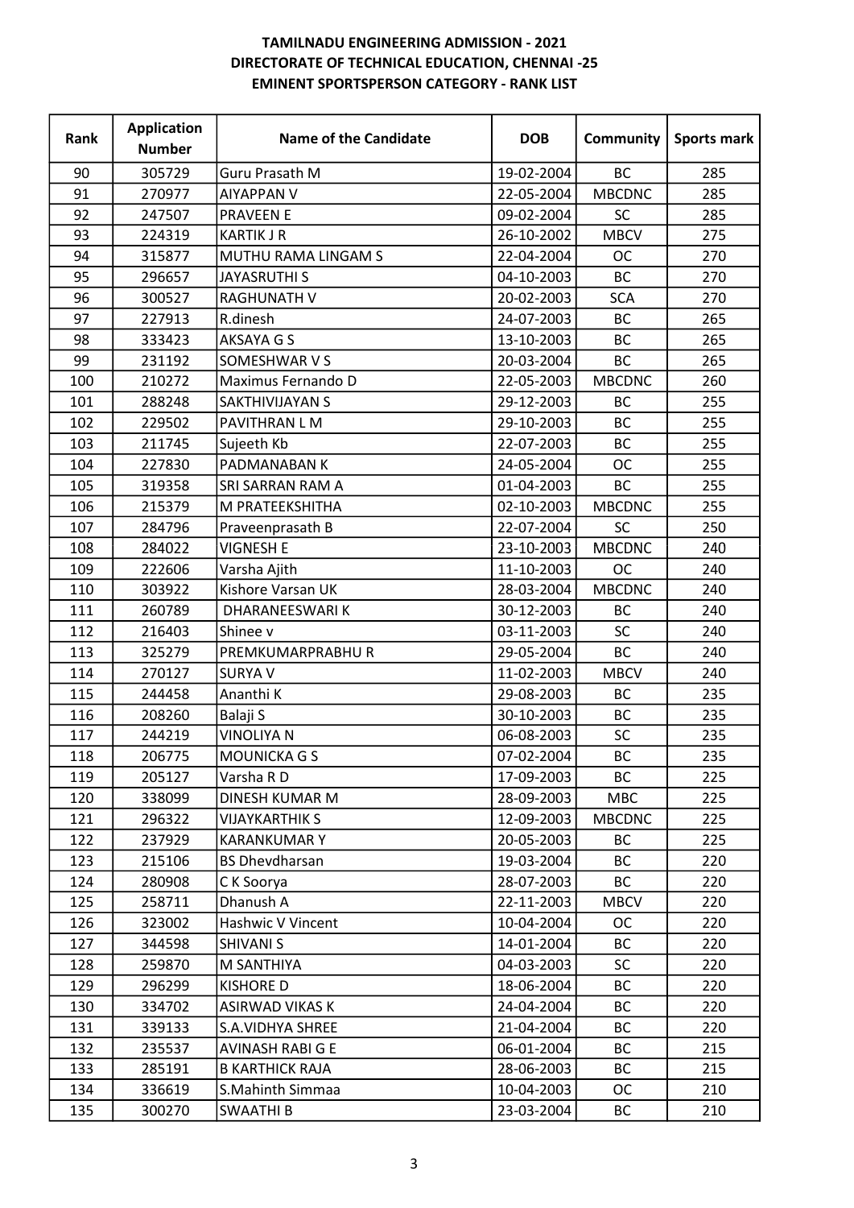**TAMILNADU ENGINEERING ADMISSION - 2021**
**DIRECTORATE OF TECHNICAL EDUCATION, CHENNAI -25**
**EMINENT SPORTSPERSON CATEGORY - RANK LIST**

| Rank | Application Number | Name of the Candidate | DOB | Community | Sports mark |
|---|---|---|---|---|---|
| 90 | 305729 | Guru Prasath M | 19-02-2004 | BC | 285 |
| 91 | 270977 | AIYAPPAN V | 22-05-2004 | MBCDNC | 285 |
| 92 | 247507 | PRAVEEN E | 09-02-2004 | SC | 285 |
| 93 | 224319 | KARTIK J R | 26-10-2002 | MBCV | 275 |
| 94 | 315877 | MUTHU RAMA LINGAM S | 22-04-2004 | OC | 270 |
| 95 | 296657 | JAYASRUTHI S | 04-10-2003 | BC | 270 |
| 96 | 300527 | RAGHUNATH V | 20-02-2003 | SCA | 270 |
| 97 | 227913 | R.dinesh | 24-07-2003 | BC | 265 |
| 98 | 333423 | AKSAYA G S | 13-10-2003 | BC | 265 |
| 99 | 231192 | SOMESHWAR V S | 20-03-2004 | BC | 265 |
| 100 | 210272 | Maximus Fernando D | 22-05-2003 | MBCDNC | 260 |
| 101 | 288248 | SAKTHIVIJAYAN S | 29-12-2003 | BC | 255 |
| 102 | 229502 | PAVITHRAN L M | 29-10-2003 | BC | 255 |
| 103 | 211745 | Sujeeth Kb | 22-07-2003 | BC | 255 |
| 104 | 227830 | PADMANABAN K | 24-05-2004 | OC | 255 |
| 105 | 319358 | SRI SARRAN RAM A | 01-04-2003 | BC | 255 |
| 106 | 215379 | M PRATEEKSHITHA | 02-10-2003 | MBCDNC | 255 |
| 107 | 284796 | Praveenprasath B | 22-07-2004 | SC | 250 |
| 108 | 284022 | VIGNESH E | 23-10-2003 | MBCDNC | 240 |
| 109 | 222606 | Varsha Ajith | 11-10-2003 | OC | 240 |
| 110 | 303922 | Kishore Varsan UK | 28-03-2004 | MBCDNC | 240 |
| 111 | 260789 | DHARANEESWARI K | 30-12-2003 | BC | 240 |
| 112 | 216403 | Shinee v | 03-11-2003 | SC | 240 |
| 113 | 325279 | PREMKUMARPRABHU R | 29-05-2004 | BC | 240 |
| 114 | 270127 | SURYA V | 11-02-2003 | MBCV | 240 |
| 115 | 244458 | Ananthi K | 29-08-2003 | BC | 235 |
| 116 | 208260 | Balaji S | 30-10-2003 | BC | 235 |
| 117 | 244219 | VINOLIYA N | 06-08-2003 | SC | 235 |
| 118 | 206775 | MOUNICKA G S | 07-02-2004 | BC | 235 |
| 119 | 205127 | Varsha R D | 17-09-2003 | BC | 225 |
| 120 | 338099 | DINESH KUMAR M | 28-09-2003 | MBC | 225 |
| 121 | 296322 | VIJAYKARTHIK S | 12-09-2003 | MBCDNC | 225 |
| 122 | 237929 | KARANKUMAR Y | 20-05-2003 | BC | 225 |
| 123 | 215106 | BS Dhevdharsan | 19-03-2004 | BC | 220 |
| 124 | 280908 | C K Soorya | 28-07-2003 | BC | 220 |
| 125 | 258711 | Dhanush A | 22-11-2003 | MBCV | 220 |
| 126 | 323002 | Hashwic V Vincent | 10-04-2004 | OC | 220 |
| 127 | 344598 | SHIVANI S | 14-01-2004 | BC | 220 |
| 128 | 259870 | M SANTHIYA | 04-03-2003 | SC | 220 |
| 129 | 296299 | KISHORE D | 18-06-2004 | BC | 220 |
| 130 | 334702 | ASIRWAD VIKAS K | 24-04-2004 | BC | 220 |
| 131 | 339133 | S.A.VIDHYA SHREE | 21-04-2004 | BC | 220 |
| 132 | 235537 | AVINASH RABI G E | 06-01-2004 | BC | 215 |
| 133 | 285191 | B KARTHICK RAJA | 28-06-2003 | BC | 215 |
| 134 | 336619 | S.Mahinth Simmaa | 10-04-2003 | OC | 210 |
| 135 | 300270 | SWAATHI B | 23-03-2004 | BC | 210 |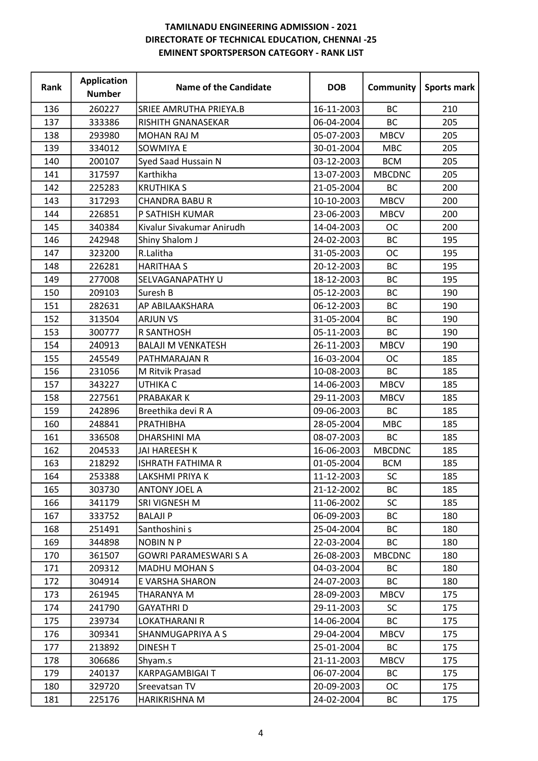**TAMILNADU ENGINEERING ADMISSION - 2021**
**DIRECTORATE OF TECHNICAL EDUCATION, CHENNAI -25**
**EMINENT SPORTSPERSON CATEGORY - RANK LIST**

| Rank | Application Number | Name of the Candidate | DOB | Community | Sports mark |
|---|---|---|---|---|---|
| 136 | 260227 | SRIEE AMRUTHA PRIEYA.B | 16-11-2003 | BC | 210 |
| 137 | 333386 | RISHITH GNANASEKAR | 06-04-2004 | BC | 205 |
| 138 | 293980 | MOHAN RAJ M | 05-07-2003 | MBCV | 205 |
| 139 | 334012 | SOWMIYA E | 30-01-2004 | MBC | 205 |
| 140 | 200107 | Syed Saad Hussain N | 03-12-2003 | BCM | 205 |
| 141 | 317597 | Karthikha | 13-07-2003 | MBCDNC | 205 |
| 142 | 225283 | KRUTHIKA S | 21-05-2004 | BC | 200 |
| 143 | 317293 | CHANDRA BABU R | 10-10-2003 | MBCV | 200 |
| 144 | 226851 | P SATHISH KUMAR | 23-06-2003 | MBCV | 200 |
| 145 | 340384 | Kivalur Sivakumar Anirudh | 14-04-2003 | OC | 200 |
| 146 | 242948 | Shiny Shalom J | 24-02-2003 | BC | 195 |
| 147 | 323200 | R.Lalitha | 31-05-2003 | OC | 195 |
| 148 | 226281 | HARITHAA S | 20-12-2003 | BC | 195 |
| 149 | 277008 | SELVAGANAPATHY U | 18-12-2003 | BC | 195 |
| 150 | 209103 | Suresh B | 05-12-2003 | BC | 190 |
| 151 | 282631 | AP ABILAAKSHARA | 06-12-2003 | BC | 190 |
| 152 | 313504 | ARJUN VS | 31-05-2004 | BC | 190 |
| 153 | 300777 | R SANTHOSH | 05-11-2003 | BC | 190 |
| 154 | 240913 | BALAJI M VENKATESH | 26-11-2003 | MBCV | 190 |
| 155 | 245549 | PATHMARAJAN R | 16-03-2004 | OC | 185 |
| 156 | 231056 | M Ritvik Prasad | 10-08-2003 | BC | 185 |
| 157 | 343227 | UTHIKA C | 14-06-2003 | MBCV | 185 |
| 158 | 227561 | PRABAKAR K | 29-11-2003 | MBCV | 185 |
| 159 | 242896 | Breethika devi R A | 09-06-2003 | BC | 185 |
| 160 | 248841 | PRATHIBHA | 28-05-2004 | MBC | 185 |
| 161 | 336508 | DHARSHINI MA | 08-07-2003 | BC | 185 |
| 162 | 204533 | JAI HAREESH K | 16-06-2003 | MBCDNC | 185 |
| 163 | 218292 | ISHRATH FATHIMA R | 01-05-2004 | BCM | 185 |
| 164 | 253388 | LAKSHMI PRIYA K | 11-12-2003 | SC | 185 |
| 165 | 303730 | ANTONY JOEL A | 21-12-2002 | BC | 185 |
| 166 | 341179 | SRI VIGNESH M | 11-06-2002 | SC | 185 |
| 167 | 333752 | BALAJI P | 06-09-2003 | BC | 180 |
| 168 | 251491 | Santhoshini s | 25-04-2004 | BC | 180 |
| 169 | 344898 | NOBIN N P | 22-03-2004 | BC | 180 |
| 170 | 361507 | GOWRI PARAMESWARI S A | 26-08-2003 | MBCDNC | 180 |
| 171 | 209312 | MADHU MOHAN S | 04-03-2004 | BC | 180 |
| 172 | 304914 | E VARSHA SHARON | 24-07-2003 | BC | 180 |
| 173 | 261945 | THARANYA M | 28-09-2003 | MBCV | 175 |
| 174 | 241790 | GAYATHRI D | 29-11-2003 | SC | 175 |
| 175 | 239734 | LOKATHARANI R | 14-06-2004 | BC | 175 |
| 176 | 309341 | SHANMUGAPRIYA A S | 29-04-2004 | MBCV | 175 |
| 177 | 213892 | DINESH T | 25-01-2004 | BC | 175 |
| 178 | 306686 | Shyam.s | 21-11-2003 | MBCV | 175 |
| 179 | 240137 | KARPAGAMBIGAI T | 06-07-2004 | BC | 175 |
| 180 | 329720 | Sreevatsan TV | 20-09-2003 | OC | 175 |
| 181 | 225176 | HARIKRISHNA M | 24-02-2004 | BC | 175 |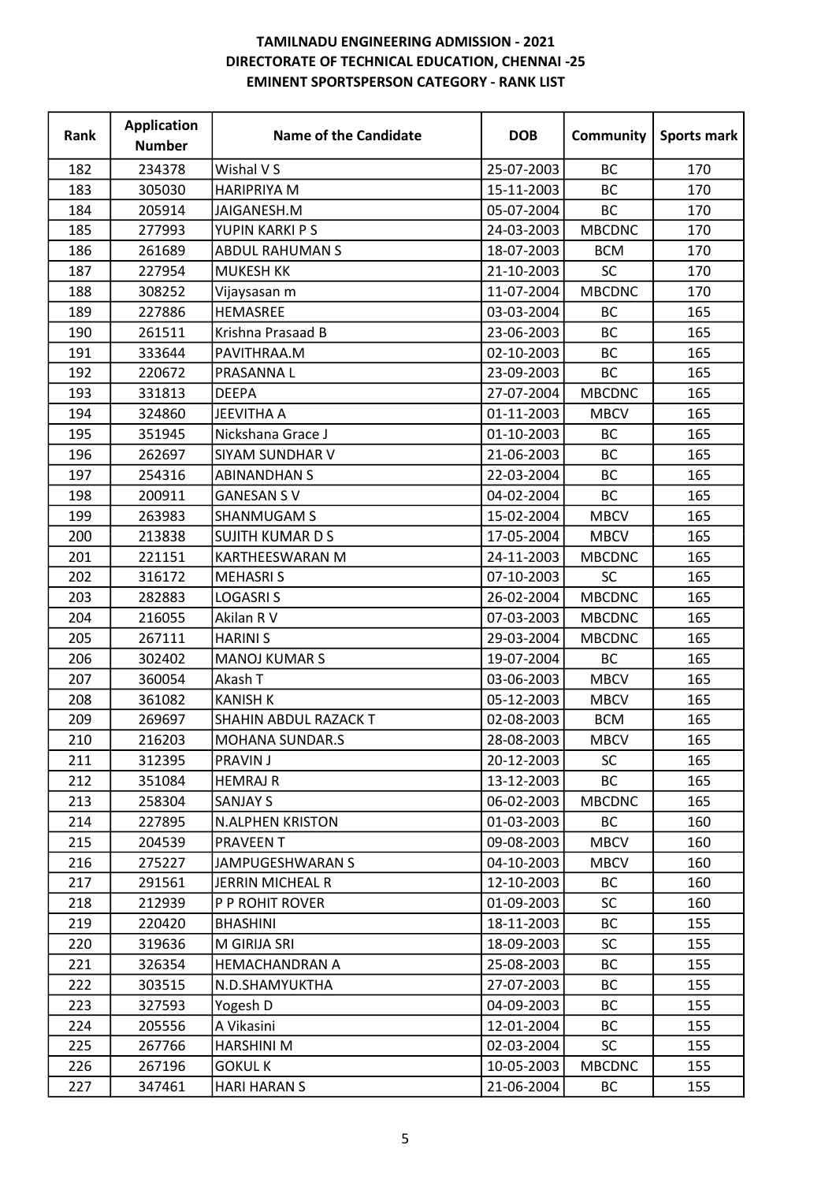**TAMILNADU ENGINEERING ADMISSION - 2021**
**DIRECTORATE OF TECHNICAL EDUCATION, CHENNAI -25**
**EMINENT SPORTSPERSON CATEGORY - RANK LIST**

| Rank | Application Number | Name of the Candidate | DOB | Community | Sports mark |
|---|---|---|---|---|---|
| 182 | 234378 | Wishal V S | 25-07-2003 | BC | 170 |
| 183 | 305030 | HARIPRIYA M | 15-11-2003 | BC | 170 |
| 184 | 205914 | JAIGANESH.M | 05-07-2004 | BC | 170 |
| 185 | 277993 | YUPIN KARKI P S | 24-03-2003 | MBCDNC | 170 |
| 186 | 261689 | ABDUL RAHUMAN S | 18-07-2003 | BCM | 170 |
| 187 | 227954 | MUKESH KK | 21-10-2003 | SC | 170 |
| 188 | 308252 | Vijaysasan m | 11-07-2004 | MBCDNC | 170 |
| 189 | 227886 | HEMASREE | 03-03-2004 | BC | 165 |
| 190 | 261511 | Krishna Prasaad B | 23-06-2003 | BC | 165 |
| 191 | 333644 | PAVITHRAA.M | 02-10-2003 | BC | 165 |
| 192 | 220672 | PRASANNA L | 23-09-2003 | BC | 165 |
| 193 | 331813 | DEEPA | 27-07-2004 | MBCDNC | 165 |
| 194 | 324860 | JEEVITHA A | 01-11-2003 | MBCV | 165 |
| 195 | 351945 | Nickshana Grace J | 01-10-2003 | BC | 165 |
| 196 | 262697 | SIYAM SUNDHAR V | 21-06-2003 | BC | 165 |
| 197 | 254316 | ABINANDHAN S | 22-03-2004 | BC | 165 |
| 198 | 200911 | GANESAN S V | 04-02-2004 | BC | 165 |
| 199 | 263983 | SHANMUGAM S | 15-02-2004 | MBCV | 165 |
| 200 | 213838 | SUJITH KUMAR D S | 17-05-2004 | MBCV | 165 |
| 201 | 221151 | KARTHEESWARAN M | 24-11-2003 | MBCDNC | 165 |
| 202 | 316172 | MEHASRI S | 07-10-2003 | SC | 165 |
| 203 | 282883 | LOGASRI S | 26-02-2004 | MBCDNC | 165 |
| 204 | 216055 | Akilan R V | 07-03-2003 | MBCDNC | 165 |
| 205 | 267111 | HARINI S | 29-03-2004 | MBCDNC | 165 |
| 206 | 302402 | MANOJ KUMAR S | 19-07-2004 | BC | 165 |
| 207 | 360054 | Akash T | 03-06-2003 | MBCV | 165 |
| 208 | 361082 | KANISH K | 05-12-2003 | MBCV | 165 |
| 209 | 269697 | SHAHIN ABDUL RAZACK T | 02-08-2003 | BCM | 165 |
| 210 | 216203 | MOHANA SUNDAR.S | 28-08-2003 | MBCV | 165 |
| 211 | 312395 | PRAVIN J | 20-12-2003 | SC | 165 |
| 212 | 351084 | HEMRAJ R | 13-12-2003 | BC | 165 |
| 213 | 258304 | SANJAY S | 06-02-2003 | MBCDNC | 165 |
| 214 | 227895 | N.ALPHEN KRISTON | 01-03-2003 | BC | 160 |
| 215 | 204539 | PRAVEEN T | 09-08-2003 | MBCV | 160 |
| 216 | 275227 | JAMPUGESHWARAN S | 04-10-2003 | MBCV | 160 |
| 217 | 291561 | JERRIN MICHEAL R | 12-10-2003 | BC | 160 |
| 218 | 212939 | P P ROHIT ROVER | 01-09-2003 | SC | 160 |
| 219 | 220420 | BHASHINI | 18-11-2003 | BC | 155 |
| 220 | 319636 | M GIRIJA SRI | 18-09-2003 | SC | 155 |
| 221 | 326354 | HEMACHANDRAN A | 25-08-2003 | BC | 155 |
| 222 | 303515 | N.D.SHAMYUKTHA | 27-07-2003 | BC | 155 |
| 223 | 327593 | Yogesh D | 04-09-2003 | BC | 155 |
| 224 | 205556 | A Vikasini | 12-01-2004 | BC | 155 |
| 225 | 267766 | HARSHINI M | 02-03-2004 | SC | 155 |
| 226 | 267196 | GOKUL K | 10-05-2003 | MBCDNC | 155 |
| 227 | 347461 | HARI HARAN S | 21-06-2004 | BC | 155 |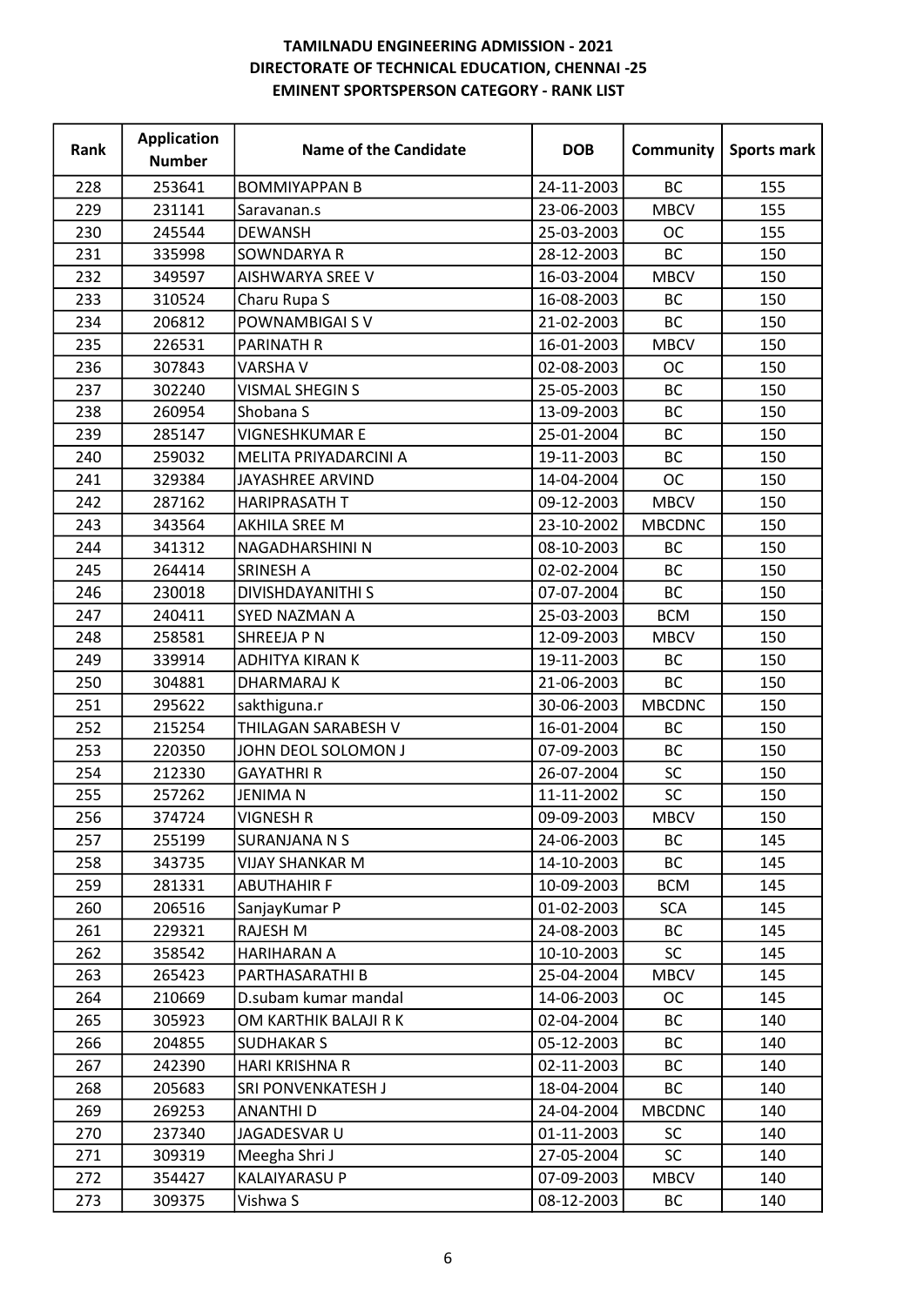**TAMILNADU ENGINEERING ADMISSION - 2021**
**DIRECTORATE OF TECHNICAL EDUCATION, CHENNAI -25**
**EMINENT SPORTSPERSON CATEGORY - RANK LIST**

| Rank | Application Number | Name of the Candidate | DOB | Community | Sports mark |
|---|---|---|---|---|---|
| 228 | 253641 | BOMMIYAPPAN B | 24-11-2003 | BC | 155 |
| 229 | 231141 | Saravanan.s | 23-06-2003 | MBCV | 155 |
| 230 | 245544 | DEWANSH | 25-03-2003 | OC | 155 |
| 231 | 335998 | SOWNDARYA R | 28-12-2003 | BC | 150 |
| 232 | 349597 | AISHWARYA SREE V | 16-03-2004 | MBCV | 150 |
| 233 | 310524 | Charu Rupa S | 16-08-2003 | BC | 150 |
| 234 | 206812 | POWNAMBIGAI S V | 21-02-2003 | BC | 150 |
| 235 | 226531 | PARINATH R | 16-01-2003 | MBCV | 150 |
| 236 | 307843 | VARSHA V | 02-08-2003 | OC | 150 |
| 237 | 302240 | VISMAL SHEGIN S | 25-05-2003 | BC | 150 |
| 238 | 260954 | Shobana S | 13-09-2003 | BC | 150 |
| 239 | 285147 | VIGNESHKUMAR E | 25-01-2004 | BC | 150 |
| 240 | 259032 | MELITA PRIYADARCINI A | 19-11-2003 | BC | 150 |
| 241 | 329384 | JAYASHREE ARVIND | 14-04-2004 | OC | 150 |
| 242 | 287162 | HARIPRASATH T | 09-12-2003 | MBCV | 150 |
| 243 | 343564 | AKHILA SREE M | 23-10-2002 | MBCDNC | 150 |
| 244 | 341312 | NAGADHARSHINI N | 08-10-2003 | BC | 150 |
| 245 | 264414 | SRINESH A | 02-02-2004 | BC | 150 |
| 246 | 230018 | DIVISHDAYANITHI S | 07-07-2004 | BC | 150 |
| 247 | 240411 | SYED NAZMAN A | 25-03-2003 | BCM | 150 |
| 248 | 258581 | SHREEJA P N | 12-09-2003 | MBCV | 150 |
| 249 | 339914 | ADHITYA KIRAN K | 19-11-2003 | BC | 150 |
| 250 | 304881 | DHARMARAJ K | 21-06-2003 | BC | 150 |
| 251 | 295622 | sakthiguna.r | 30-06-2003 | MBCDNC | 150 |
| 252 | 215254 | THILAGAN SARABESH V | 16-01-2004 | BC | 150 |
| 253 | 220350 | JOHN DEOL SOLOMON J | 07-09-2003 | BC | 150 |
| 254 | 212330 | GAYATHRI R | 26-07-2004 | SC | 150 |
| 255 | 257262 | JENIMA N | 11-11-2002 | SC | 150 |
| 256 | 374724 | VIGNESH R | 09-09-2003 | MBCV | 150 |
| 257 | 255199 | SURANJANA N S | 24-06-2003 | BC | 145 |
| 258 | 343735 | VIJAY SHANKAR M | 14-10-2003 | BC | 145 |
| 259 | 281331 | ABUTHAHIR F | 10-09-2003 | BCM | 145 |
| 260 | 206516 | SanjayKumar P | 01-02-2003 | SCA | 145 |
| 261 | 229321 | RAJESH M | 24-08-2003 | BC | 145 |
| 262 | 358542 | HARIHARAN A | 10-10-2003 | SC | 145 |
| 263 | 265423 | PARTHASARATHI B | 25-04-2004 | MBCV | 145 |
| 264 | 210669 | D.subam kumar mandal | 14-06-2003 | OC | 145 |
| 265 | 305923 | OM KARTHIK BALAJI R K | 02-04-2004 | BC | 140 |
| 266 | 204855 | SUDHAKAR S | 05-12-2003 | BC | 140 |
| 267 | 242390 | HARI KRISHNA R | 02-11-2003 | BC | 140 |
| 268 | 205683 | SRI PONVENKATESH J | 18-04-2004 | BC | 140 |
| 269 | 269253 | ANANTHI D | 24-04-2004 | MBCDNC | 140 |
| 270 | 237340 | JAGADESVAR U | 01-11-2003 | SC | 140 |
| 271 | 309319 | Meegha Shri J | 27-05-2004 | SC | 140 |
| 272 | 354427 | KALAIYARASU P | 07-09-2003 | MBCV | 140 |
| 273 | 309375 | Vishwa S | 08-12-2003 | BC | 140 |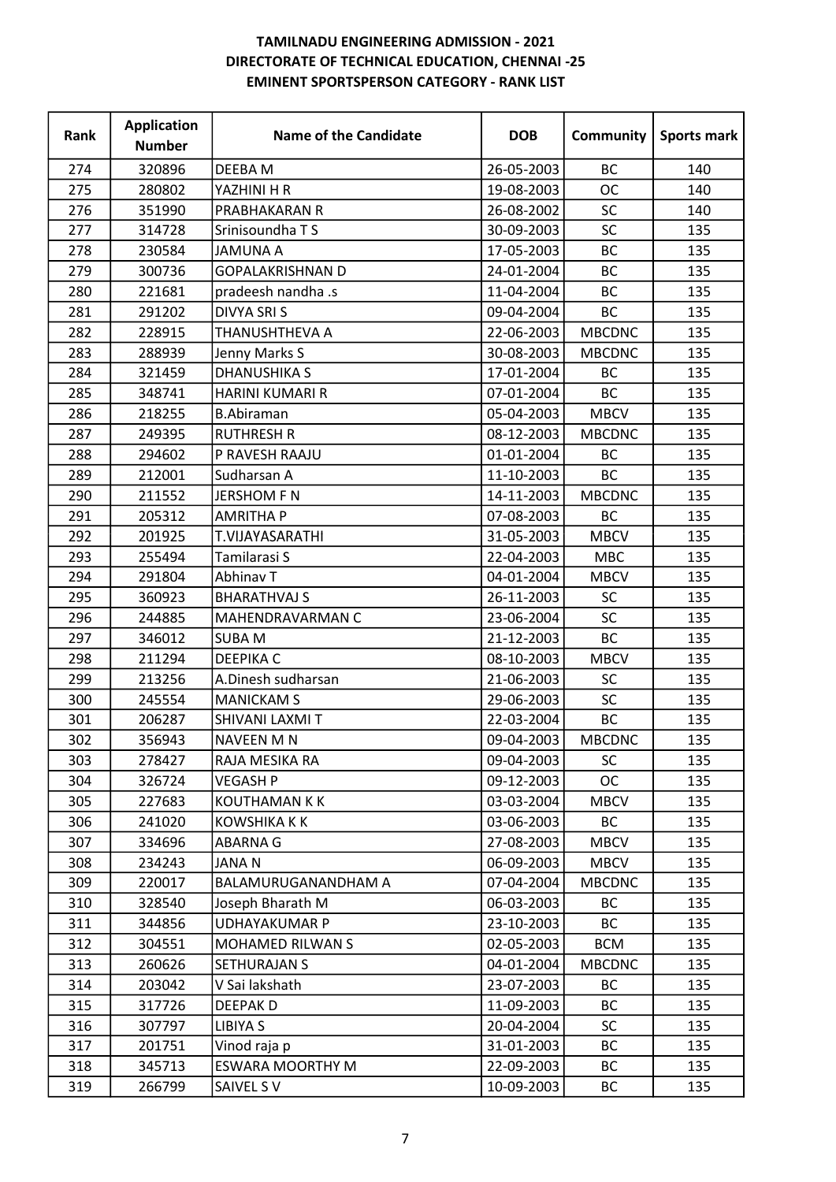# TAMILNADU ENGINEERING ADMISSION - 2021
## DIRECTORATE OF TECHNICAL EDUCATION, CHENNAI -25
### EMINENT SPORTSPERSON CATEGORY - RANK LIST

| Rank | Application Number | Name of the Candidate | DOB | Community | Sports mark |
|---|---|---|---|---|---|
| 274 | 320896 | DEEBA M | 26-05-2003 | BC | 140 |
| 275 | 280802 | YAZHINI H R | 19-08-2003 | OC | 140 |
| 276 | 351990 | PRABHAKARAN R | 26-08-2002 | SC | 140 |
| 277 | 314728 | Srinisoundha T S | 30-09-2003 | SC | 135 |
| 278 | 230584 | JAMUNA A | 17-05-2003 | BC | 135 |
| 279 | 300736 | GOPALAKRISHNAN D | 24-01-2004 | BC | 135 |
| 280 | 221681 | pradeesh nandha .s | 11-04-2004 | BC | 135 |
| 281 | 291202 | DIVYA SRI S | 09-04-2004 | BC | 135 |
| 282 | 228915 | THANUSHTHEVA A | 22-06-2003 | MBCDNC | 135 |
| 283 | 288939 | Jenny Marks S | 30-08-2003 | MBCDNC | 135 |
| 284 | 321459 | DHANUSHIKA S | 17-01-2004 | BC | 135 |
| 285 | 348741 | HARINI KUMARI R | 07-01-2004 | BC | 135 |
| 286 | 218255 | B.Abiraman | 05-04-2003 | MBCV | 135 |
| 287 | 249395 | RUTHRESH R | 08-12-2003 | MBCDNC | 135 |
| 288 | 294602 | P RAVESH RAAJU | 01-01-2004 | BC | 135 |
| 289 | 212001 | Sudharsan A | 11-10-2003 | BC | 135 |
| 290 | 211552 | JERSHOM F N | 14-11-2003 | MBCDNC | 135 |
| 291 | 205312 | AMRITHA P | 07-08-2003 | BC | 135 |
| 292 | 201925 | T.VIJAYASARATHI | 31-05-2003 | MBCV | 135 |
| 293 | 255494 | Tamilarasi S | 22-04-2003 | MBC | 135 |
| 294 | 291804 | Abhinav T | 04-01-2004 | MBCV | 135 |
| 295 | 360923 | BHARATHVAJ S | 26-11-2003 | SC | 135 |
| 296 | 244885 | MAHENDRAVARMAN C | 23-06-2004 | SC | 135 |
| 297 | 346012 | SUBA M | 21-12-2003 | BC | 135 |
| 298 | 211294 | DEEPIKA C | 08-10-2003 | MBCV | 135 |
| 299 | 213256 | A.Dinesh sudharsan | 21-06-2003 | SC | 135 |
| 300 | 245554 | MANICKAM S | 29-06-2003 | SC | 135 |
| 301 | 206287 | SHIVANI LAXMI T | 22-03-2004 | BC | 135 |
| 302 | 356943 | NAVEEN M N | 09-04-2003 | MBCDNC | 135 |
| 303 | 278427 | RAJA MESIKA RA | 09-04-2003 | SC | 135 |
| 304 | 326724 | VEGASH P | 09-12-2003 | OC | 135 |
| 305 | 227683 | KOUTHAMAN K K | 03-03-2004 | MBCV | 135 |
| 306 | 241020 | KOWSHIKA K K | 03-06-2003 | BC | 135 |
| 307 | 334696 | ABARNA G | 27-08-2003 | MBCV | 135 |
| 308 | 234243 | JANA N | 06-09-2003 | MBCV | 135 |
| 309 | 220017 | BALAMURUGANANDHAM A | 07-04-2004 | MBCDNC | 135 |
| 310 | 328540 | Joseph Bharath M | 06-03-2003 | BC | 135 |
| 311 | 344856 | UDHAYAKUMAR P | 23-10-2003 | BC | 135 |
| 312 | 304551 | MOHAMED RILWAN S | 02-05-2003 | BCM | 135 |
| 313 | 260626 | SETHURAJAN S | 04-01-2004 | MBCDNC | 135 |
| 314 | 203042 | V Sai lakshath | 23-07-2003 | BC | 135 |
| 315 | 317726 | DEEPAK D | 11-09-2003 | BC | 135 |
| 316 | 307797 | LIBIYA S | 20-04-2004 | SC | 135 |
| 317 | 201751 | Vinod raja p | 31-01-2003 | BC | 135 |
| 318 | 345713 | ESWARA MOORTHY M | 22-09-2003 | BC | 135 |
| 319 | 266799 | SAIVEL S V | 10-09-2003 | BC | 135 |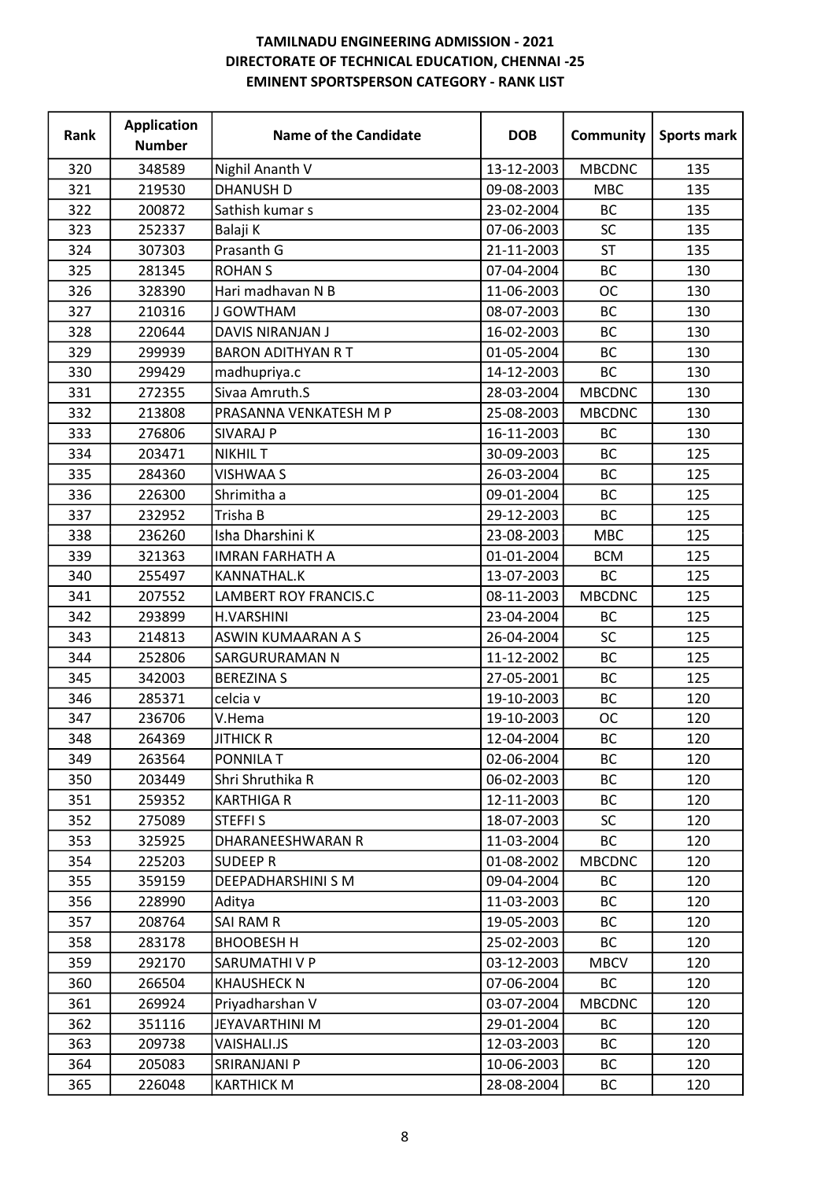**TAMILNADU ENGINEERING ADMISSION - 2021**
**DIRECTORATE OF TECHNICAL EDUCATION, CHENNAI -25**
**EMINENT SPORTSPERSON CATEGORY - RANK LIST**

| Rank | Application Number | Name of the Candidate | DOB | Community | Sports mark |
|---|---|---|---|---|---|
| 320 | 348589 | Nighil Ananth V | 13-12-2003 | MBCDNC | 135 |
| 321 | 219530 | DHANUSH D | 09-08-2003 | MBC | 135 |
| 322 | 200872 | Sathish kumar s | 23-02-2004 | BC | 135 |
| 323 | 252337 | Balaji K | 07-06-2003 | SC | 135 |
| 324 | 307303 | Prasanth G | 21-11-2003 | ST | 135 |
| 325 | 281345 | ROHAN S | 07-04-2004 | BC | 130 |
| 326 | 328390 | Hari madhavan N B | 11-06-2003 | OC | 130 |
| 327 | 210316 | J GOWTHAM | 08-07-2003 | BC | 130 |
| 328 | 220644 | DAVIS NIRANJAN J | 16-02-2003 | BC | 130 |
| 329 | 299939 | BARON ADITHYAN R T | 01-05-2004 | BC | 130 |
| 330 | 299429 | madhupriya.c | 14-12-2003 | BC | 130 |
| 331 | 272355 | Sivaa Amruth.S | 28-03-2004 | MBCDNC | 130 |
| 332 | 213808 | PRASANNA VENKATESH M P | 25-08-2003 | MBCDNC | 130 |
| 333 | 276806 | SIVARAJ P | 16-11-2003 | BC | 130 |
| 334 | 203471 | NIKHIL T | 30-09-2003 | BC | 125 |
| 335 | 284360 | VISHWAA S | 26-03-2004 | BC | 125 |
| 336 | 226300 | Shrimitha a | 09-01-2004 | BC | 125 |
| 337 | 232952 | Trisha B | 29-12-2003 | BC | 125 |
| 338 | 236260 | Isha Dharshini K | 23-08-2003 | MBC | 125 |
| 339 | 321363 | IMRAN FARHATH A | 01-01-2004 | BCM | 125 |
| 340 | 255497 | KANNATHAL.K | 13-07-2003 | BC | 125 |
| 341 | 207552 | LAMBERT ROY FRANCIS.C | 08-11-2003 | MBCDNC | 125 |
| 342 | 293899 | H.VARSHINI | 23-04-2004 | BC | 125 |
| 343 | 214813 | ASWIN KUMAARAN A S | 26-04-2004 | SC | 125 |
| 344 | 252806 | SARGURURAMAN N | 11-12-2002 | BC | 125 |
| 345 | 342003 | BEREZINA S | 27-05-2001 | BC | 125 |
| 346 | 285371 | celcia v | 19-10-2003 | BC | 120 |
| 347 | 236706 | V.Hema | 19-10-2003 | OC | 120 |
| 348 | 264369 | JITHICK R | 12-04-2004 | BC | 120 |
| 349 | 263564 | PONNILA T | 02-06-2004 | BC | 120 |
| 350 | 203449 | Shri Shruthika R | 06-02-2003 | BC | 120 |
| 351 | 259352 | KARTHIGA R | 12-11-2003 | BC | 120 |
| 352 | 275089 | STEFFI S | 18-07-2003 | SC | 120 |
| 353 | 325925 | DHARANEESHWARAN R | 11-03-2004 | BC | 120 |
| 354 | 225203 | SUDEEP R | 01-08-2002 | MBCDNC | 120 |
| 355 | 359159 | DEEPADHARSHINI S M | 09-04-2004 | BC | 120 |
| 356 | 228990 | Aditya | 11-03-2003 | BC | 120 |
| 357 | 208764 | SAI RAM R | 19-05-2003 | BC | 120 |
| 358 | 283178 | BHOOBESH H | 25-02-2003 | BC | 120 |
| 359 | 292170 | SARUMATHI V P | 03-12-2003 | MBCV | 120 |
| 360 | 266504 | KHAUSHECK N | 07-06-2004 | BC | 120 |
| 361 | 269924 | Priyadharshan V | 03-07-2004 | MBCDNC | 120 |
| 362 | 351116 | JEYAVARTHINI M | 29-01-2004 | BC | 120 |
| 363 | 209738 | VAISHALI.JS | 12-03-2003 | BC | 120 |
| 364 | 205083 | SRIRANJANI P | 10-06-2003 | BC | 120 |
| 365 | 226048 | KARTHICK M | 28-08-2004 | BC | 120 |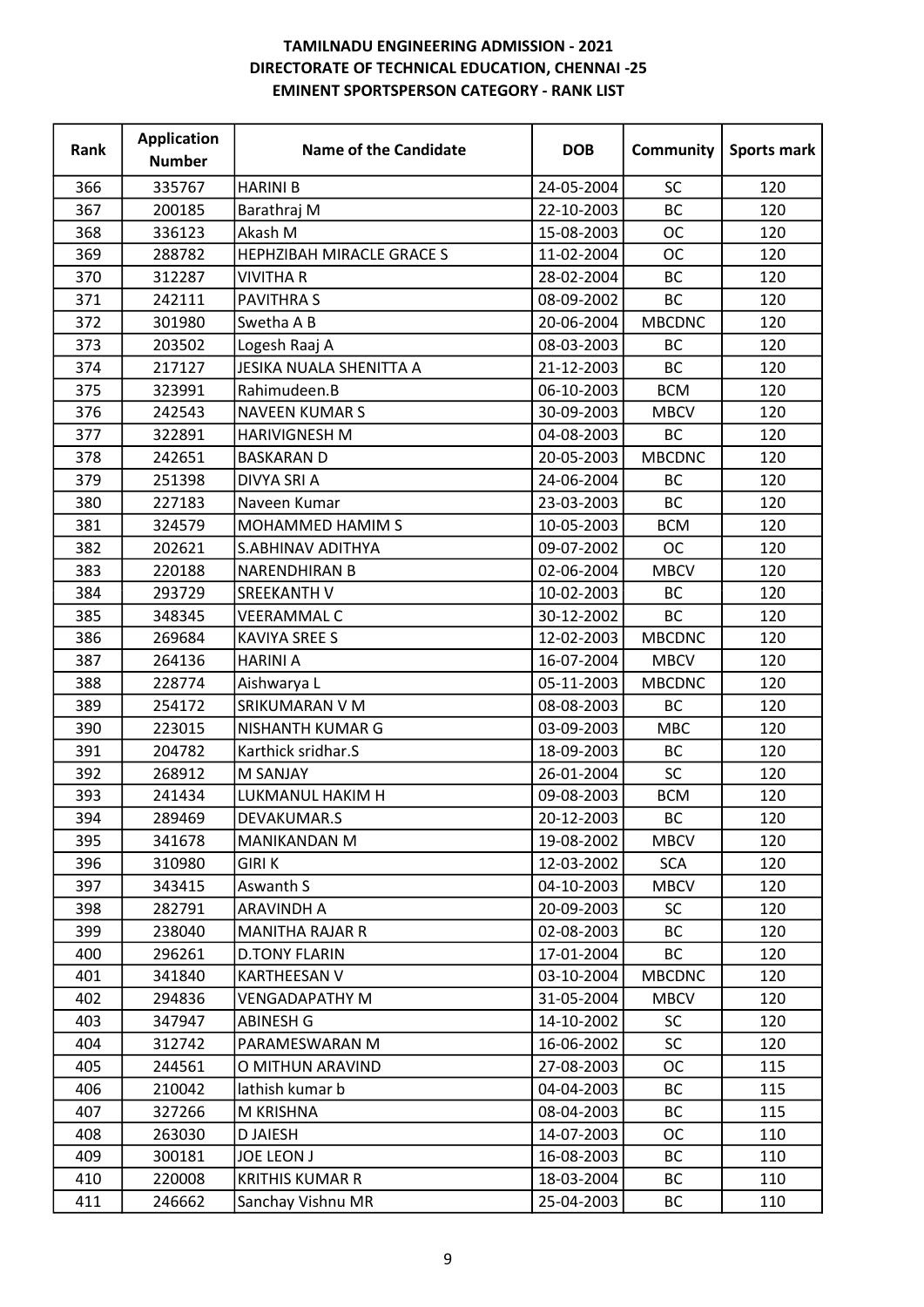# TAMILNADU ENGINEERING ADMISSION - 2021
## DIRECTORATE OF TECHNICAL EDUCATION, CHENNAI -25
## EMINENT SPORTSPERSON CATEGORY - RANK LIST

| Rank | Application Number | Name of the Candidate | DOB | Community | Sports mark |
|---|---|---|---|---|---|
| 366 | 335767 | HARINI B | 24-05-2004 | SC | 120 |
| 367 | 200185 | Barathraj M | 22-10-2003 | BC | 120 |
| 368 | 336123 | Akash M | 15-08-2003 | OC | 120 |
| 369 | 288782 | HEPHZIBAH MIRACLE GRACE S | 11-02-2004 | OC | 120 |
| 370 | 312287 | VIVITHA R | 28-02-2004 | BC | 120 |
| 371 | 242111 | PAVITHRA S | 08-09-2002 | BC | 120 |
| 372 | 301980 | Swetha A B | 20-06-2004 | MBCDNC | 120 |
| 373 | 203502 | Logesh Raaj A | 08-03-2003 | BC | 120 |
| 374 | 217127 | JESIKA NUALA SHENITTA A | 21-12-2003 | BC | 120 |
| 375 | 323991 | Rahimudeen.B | 06-10-2003 | BCM | 120 |
| 376 | 242543 | NAVEEN KUMAR S | 30-09-2003 | MBCV | 120 |
| 377 | 322891 | HARIVIGNESH M | 04-08-2003 | BC | 120 |
| 378 | 242651 | BASKARAN D | 20-05-2003 | MBCDNC | 120 |
| 379 | 251398 | DIVYA SRI A | 24-06-2004 | BC | 120 |
| 380 | 227183 | Naveen Kumar | 23-03-2003 | BC | 120 |
| 381 | 324579 | MOHAMMED HAMIM S | 10-05-2003 | BCM | 120 |
| 382 | 202621 | S.ABHINAV ADITHYA | 09-07-2002 | OC | 120 |
| 383 | 220188 | NARENDHIRAN B | 02-06-2004 | MBCV | 120 |
| 384 | 293729 | SREEKANTH V | 10-02-2003 | BC | 120 |
| 385 | 348345 | VEERAMMAL C | 30-12-2002 | BC | 120 |
| 386 | 269684 | KAVIYA SREE S | 12-02-2003 | MBCDNC | 120 |
| 387 | 264136 | HARINI A | 16-07-2004 | MBCV | 120 |
| 388 | 228774 | Aishwarya L | 05-11-2003 | MBCDNC | 120 |
| 389 | 254172 | SRIKUMARAN V M | 08-08-2003 | BC | 120 |
| 390 | 223015 | NISHANTH KUMAR G | 03-09-2003 | MBC | 120 |
| 391 | 204782 | Karthick sridhar.S | 18-09-2003 | BC | 120 |
| 392 | 268912 | M SANJAY | 26-01-2004 | SC | 120 |
| 393 | 241434 | LUKMANUL HAKIM H | 09-08-2003 | BCM | 120 |
| 394 | 289469 | DEVAKUMAR.S | 20-12-2003 | BC | 120 |
| 395 | 341678 | MANIKANDAN M | 19-08-2002 | MBCV | 120 |
| 396 | 310980 | GIRI K | 12-03-2002 | SCA | 120 |
| 397 | 343415 | Aswanth S | 04-10-2003 | MBCV | 120 |
| 398 | 282791 | ARAVINDH A | 20-09-2003 | SC | 120 |
| 399 | 238040 | MANITHA RAJAR R | 02-08-2003 | BC | 120 |
| 400 | 296261 | D.TONY FLARIN | 17-01-2004 | BC | 120 |
| 401 | 341840 | KARTHEESAN V | 03-10-2004 | MBCDNC | 120 |
| 402 | 294836 | VENGADAPATHY M | 31-05-2004 | MBCV | 120 |
| 403 | 347947 | ABINESH G | 14-10-2002 | SC | 120 |
| 404 | 312742 | PARAMESWARAN M | 16-06-2002 | SC | 120 |
| 405 | 244561 | O MITHUN ARAVIND | 27-08-2003 | OC | 115 |
| 406 | 210042 | lathish kumar b | 04-04-2003 | BC | 115 |
| 407 | 327266 | M KRISHNA | 08-04-2003 | BC | 115 |
| 408 | 263030 | D JAIESH | 14-07-2003 | OC | 110 |
| 409 | 300181 | JOE LEON J | 16-08-2003 | BC | 110 |
| 410 | 220008 | KRITHIS KUMAR R | 18-03-2004 | BC | 110 |
| 411 | 246662 | Sanchay Vishnu MR | 25-04-2003 | BC | 110 |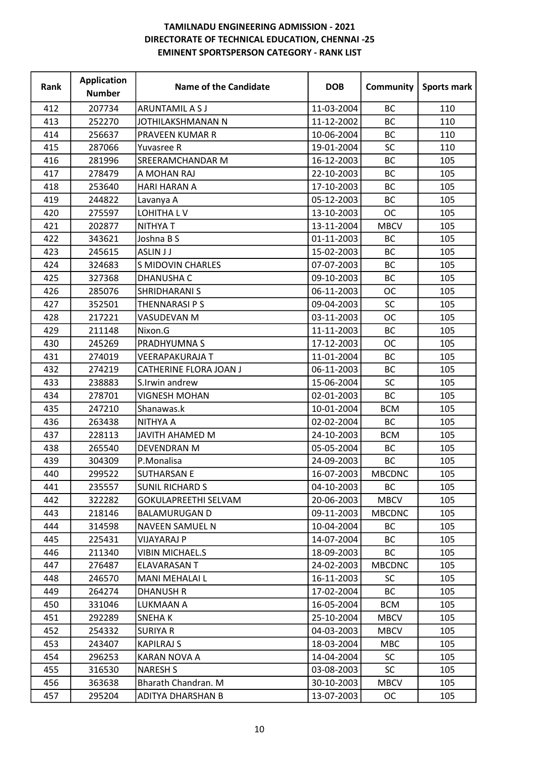**TAMILNADU ENGINEERING ADMISSION - 2021**
**DIRECTORATE OF TECHNICAL EDUCATION, CHENNAI -25**
**EMINENT SPORTSPERSON CATEGORY - RANK LIST**

| Rank | Application Number | Name of the Candidate | DOB | Community | Sports mark |
|---|---|---|---|---|---|
| 412 | 207734 | ARUNTAMIL A S J | 11-03-2004 | BC | 110 |
| 413 | 252270 | JOTHILAKSHMANAN N | 11-12-2002 | BC | 110 |
| 414 | 256637 | PRAVEEN KUMAR R | 10-06-2004 | BC | 110 |
| 415 | 287066 | Yuvasree R | 19-01-2004 | SC | 110 |
| 416 | 281996 | SREERAMCHANDAR M | 16-12-2003 | BC | 105 |
| 417 | 278479 | A MOHAN RAJ | 22-10-2003 | BC | 105 |
| 418 | 253640 | HARI HARAN A | 17-10-2003 | BC | 105 |
| 419 | 244822 | Lavanya A | 05-12-2003 | BC | 105 |
| 420 | 275597 | LOHITHA L V | 13-10-2003 | OC | 105 |
| 421 | 202877 | NITHYA T | 13-11-2004 | MBCV | 105 |
| 422 | 343621 | Joshna B S | 01-11-2003 | BC | 105 |
| 423 | 245615 | ASLIN J J | 15-02-2003 | BC | 105 |
| 424 | 324683 | S MIDOVIN CHARLES | 07-07-2003 | BC | 105 |
| 425 | 327368 | DHANUSHA C | 09-10-2003 | BC | 105 |
| 426 | 285076 | SHRIDHARANI S | 06-11-2003 | OC | 105 |
| 427 | 352501 | THENNARASI P S | 09-04-2003 | SC | 105 |
| 428 | 217221 | VASUDEVAN M | 03-11-2003 | OC | 105 |
| 429 | 211148 | Nixon.G | 11-11-2003 | BC | 105 |
| 430 | 245269 | PRADHYUMNA S | 17-12-2003 | OC | 105 |
| 431 | 274019 | VEERAPAKURAJA T | 11-01-2004 | BC | 105 |
| 432 | 274219 | CATHERINE FLORA JOAN J | 06-11-2003 | BC | 105 |
| 433 | 238883 | S.Irwin andrew | 15-06-2004 | SC | 105 |
| 434 | 278701 | VIGNESH MOHAN | 02-01-2003 | BC | 105 |
| 435 | 247210 | Shanawas.k | 10-01-2004 | BCM | 105 |
| 436 | 263438 | NITHYA A | 02-02-2004 | BC | 105 |
| 437 | 228113 | JAVITH AHAMED M | 24-10-2003 | BCM | 105 |
| 438 | 265540 | DEVENDRAN M | 05-05-2004 | BC | 105 |
| 439 | 304309 | P.Monalisa | 24-09-2003 | BC | 105 |
| 440 | 299522 | SUTHARSAN E | 16-07-2003 | MBCDNC | 105 |
| 441 | 235557 | SUNIL RICHARD S | 04-10-2003 | BC | 105 |
| 442 | 322282 | GOKULAPREETHI SELVAM | 20-06-2003 | MBCV | 105 |
| 443 | 218146 | BALAMURUGAN D | 09-11-2003 | MBCDNC | 105 |
| 444 | 314598 | NAVEEN SAMUEL N | 10-04-2004 | BC | 105 |
| 445 | 225431 | VIJAYARAJ P | 14-07-2004 | BC | 105 |
| 446 | 211340 | VIBIN MICHAEL.S | 18-09-2003 | BC | 105 |
| 447 | 276487 | ELAVARASAN T | 24-02-2003 | MBCDNC | 105 |
| 448 | 246570 | MANI MEHALAI L | 16-11-2003 | SC | 105 |
| 449 | 264274 | DHANUSH R | 17-02-2004 | BC | 105 |
| 450 | 331046 | LUKMAAN A | 16-05-2004 | BCM | 105 |
| 451 | 292289 | SNEHA K | 25-10-2004 | MBCV | 105 |
| 452 | 254332 | SURIYA R | 04-03-2003 | MBCV | 105 |
| 453 | 243407 | KAPILRAJ S | 18-03-2004 | MBC | 105 |
| 454 | 296253 | KARAN NOVA A | 14-04-2004 | SC | 105 |
| 455 | 316530 | NARESH S | 03-08-2003 | SC | 105 |
| 456 | 363638 | Bharath Chandran. M | 30-10-2003 | MBCV | 105 |
| 457 | 295204 | ADITYA DHARSHAN B | 13-07-2003 | OC | 105 |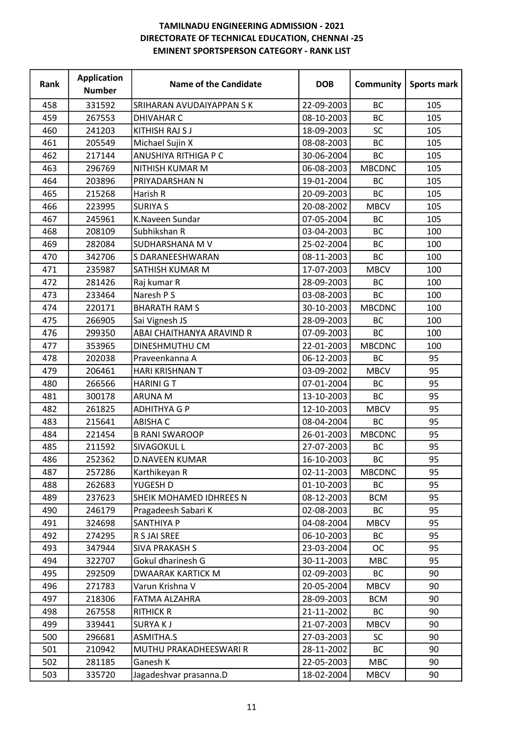**TAMILNADU ENGINEERING ADMISSION - 2021**
**DIRECTORATE OF TECHNICAL EDUCATION, CHENNAI -25**
**EMINENT SPORTSPERSON CATEGORY - RANK LIST**

| Rank | Application Number | Name of the Candidate | DOB | Community | Sports mark |
|---|---|---|---|---|---|
| 458 | 331592 | SRIHARAN AVUDAIYAPPAN S K | 22-09-2003 | BC | 105 |
| 459 | 267553 | DHIVAHAR C | 08-10-2003 | BC | 105 |
| 460 | 241203 | KITHISH RAJ S J | 18-09-2003 | SC | 105 |
| 461 | 205549 | Michael Sujin X | 08-08-2003 | BC | 105 |
| 462 | 217144 | ANUSHIYA RITHIGA P C | 30-06-2004 | BC | 105 |
| 463 | 296769 | NITHISH KUMAR M | 06-08-2003 | MBCDNC | 105 |
| 464 | 203896 | PRIYADARSHAN N | 19-01-2004 | BC | 105 |
| 465 | 215268 | Harish R | 20-09-2003 | BC | 105 |
| 466 | 223995 | SURIYA S | 20-08-2002 | MBCV | 105 |
| 467 | 245961 | K.Naveen Sundar | 07-05-2004 | BC | 105 |
| 468 | 208109 | Subhikshan R | 03-04-2003 | BC | 100 |
| 469 | 282084 | SUDHARSHANA M V | 25-02-2004 | BC | 100 |
| 470 | 342706 | S DARANEESHWARAN | 08-11-2003 | BC | 100 |
| 471 | 235987 | SATHISH KUMAR M | 17-07-2003 | MBCV | 100 |
| 472 | 281426 | Raj kumar R | 28-09-2003 | BC | 100 |
| 473 | 233464 | Naresh P S | 03-08-2003 | BC | 100 |
| 474 | 220171 | BHARATH RAM S | 30-10-2003 | MBCDNC | 100 |
| 475 | 266905 | Sai Vignesh JS | 28-09-2003 | BC | 100 |
| 476 | 299350 | ABAI CHAITHANYA ARAVIND R | 07-09-2003 | BC | 100 |
| 477 | 353965 | DINESHMUTHU CM | 22-01-2003 | MBCDNC | 100 |
| 478 | 202038 | Praveenkanna A | 06-12-2003 | BC | 95 |
| 479 | 206461 | HARI KRISHNAN T | 03-09-2002 | MBCV | 95 |
| 480 | 266566 | HARINI G T | 07-01-2004 | BC | 95 |
| 481 | 300178 | ARUNA M | 13-10-2003 | BC | 95 |
| 482 | 261825 | ADHITHYA G P | 12-10-2003 | MBCV | 95 |
| 483 | 215641 | ABISHA C | 08-04-2004 | BC | 95 |
| 484 | 221454 | B RANI SWAROOP | 26-01-2003 | MBCDNC | 95 |
| 485 | 211592 | SIVAGOKUL L | 27-07-2003 | BC | 95 |
| 486 | 252362 | D.NAVEEN KUMAR | 16-10-2003 | BC | 95 |
| 487 | 257286 | Karthikeyan R | 02-11-2003 | MBCDNC | 95 |
| 488 | 262683 | YUGESH D | 01-10-2003 | BC | 95 |
| 489 | 237623 | SHEIK MOHAMED IDHREES N | 08-12-2003 | BCM | 95 |
| 490 | 246179 | Pragadeesh Sabari K | 02-08-2003 | BC | 95 |
| 491 | 324698 | SANTHIYA P | 04-08-2004 | MBCV | 95 |
| 492 | 274295 | R S JAI SREE | 06-10-2003 | BC | 95 |
| 493 | 347944 | SIVA PRAKASH S | 23-03-2004 | OC | 95 |
| 494 | 322707 | Gokul dharinesh G | 30-11-2003 | MBC | 95 |
| 495 | 292509 | DWAARAK KARTICK M | 02-09-2003 | BC | 90 |
| 496 | 271783 | Varun Krishna V | 20-05-2004 | MBCV | 90 |
| 497 | 218306 | FATMA ALZAHRA | 28-09-2003 | BCM | 90 |
| 498 | 267558 | RITHICK R | 21-11-2002 | BC | 90 |
| 499 | 339441 | SURYA K J | 21-07-2003 | MBCV | 90 |
| 500 | 296681 | ASMITHA.S | 27-03-2003 | SC | 90 |
| 501 | 210942 | MUTHU PRAKADHEESWARI R | 28-11-2002 | BC | 90 |
| 502 | 281185 | Ganesh K | 22-05-2003 | MBC | 90 |
| 503 | 335720 | Jagadeshvar prasanna.D | 18-02-2004 | MBCV | 90 |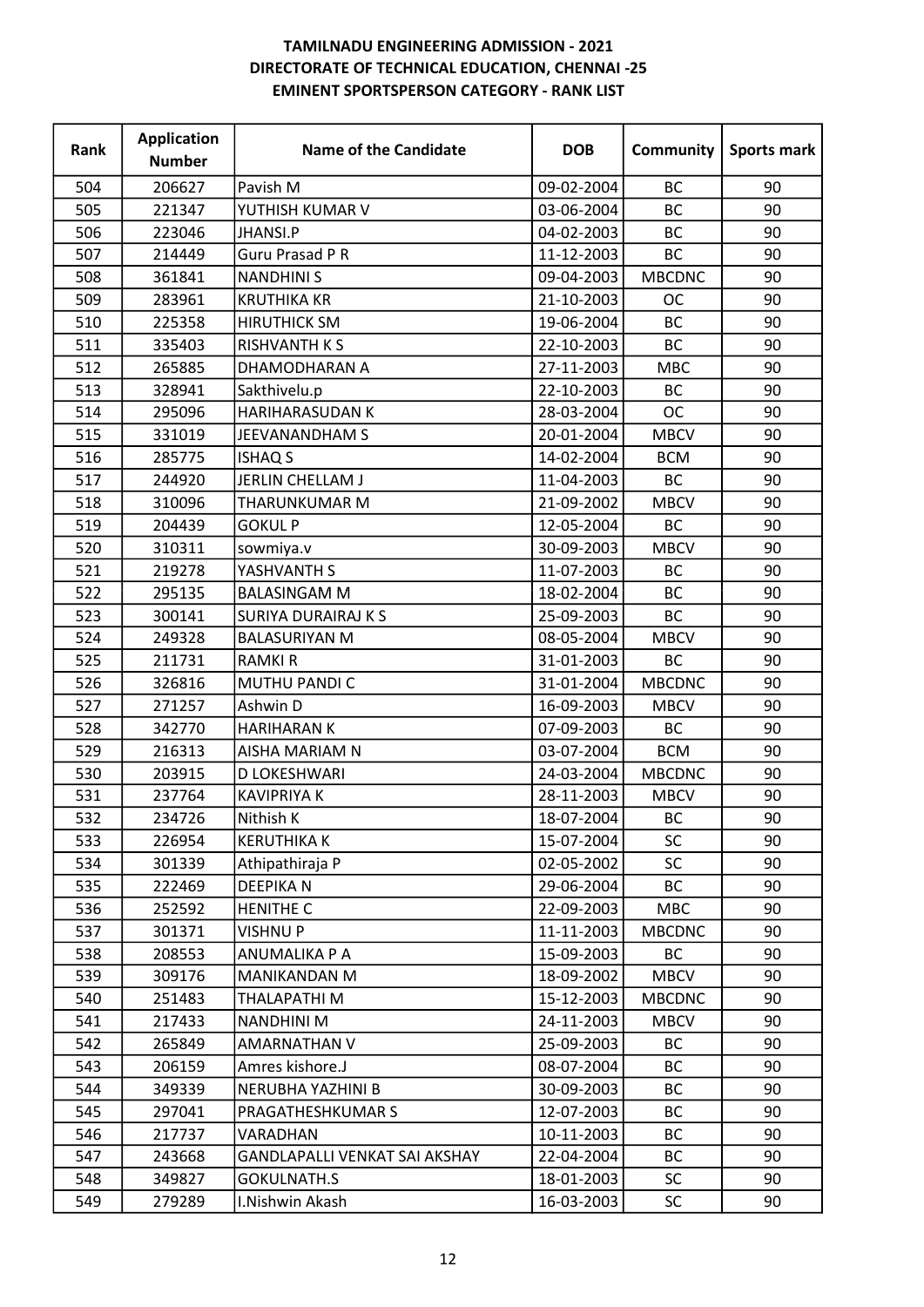# TAMILNADU ENGINEERING ADMISSION - 2021
## DIRECTORATE OF TECHNICAL EDUCATION, CHENNAI -25
## EMINENT SPORTSPERSON CATEGORY - RANK LIST

| Rank | Application Number | Name of the Candidate | DOB | Community | Sports mark |
|---|---|---|---|---|---|
| 504 | 206627 | Pavish M | 09-02-2004 | BC | 90 |
| 505 | 221347 | YUTHISH KUMAR V | 03-06-2004 | BC | 90 |
| 506 | 223046 | JHANSI.P | 04-02-2003 | BC | 90 |
| 507 | 214449 | Guru Prasad P R | 11-12-2003 | BC | 90 |
| 508 | 361841 | NANDHINI S | 09-04-2003 | MBCDNC | 90 |
| 509 | 283961 | KRUTHIKA KR | 21-10-2003 | OC | 90 |
| 510 | 225358 | HIRUTHICK SM | 19-06-2004 | BC | 90 |
| 511 | 335403 | RISHVANTH K S | 22-10-2003 | BC | 90 |
| 512 | 265885 | DHAMODHARAN A | 27-11-2003 | MBC | 90 |
| 513 | 328941 | Sakthivelu.p | 22-10-2003 | BC | 90 |
| 514 | 295096 | HARIHARASUDAN K | 28-03-2004 | OC | 90 |
| 515 | 331019 | JEEVANANDHAM S | 20-01-2004 | MBCV | 90 |
| 516 | 285775 | ISHAQ S | 14-02-2004 | BCM | 90 |
| 517 | 244920 | JERLIN CHELLAM J | 11-04-2003 | BC | 90 |
| 518 | 310096 | THARUNKUMAR M | 21-09-2002 | MBCV | 90 |
| 519 | 204439 | GOKUL P | 12-05-2004 | BC | 90 |
| 520 | 310311 | sowmiya.v | 30-09-2003 | MBCV | 90 |
| 521 | 219278 | YASHVANTH S | 11-07-2003 | BC | 90 |
| 522 | 295135 | BALASINGAM M | 18-02-2004 | BC | 90 |
| 523 | 300141 | SURIYA DURAIRAJ K S | 25-09-2003 | BC | 90 |
| 524 | 249328 | BALASURIYAN M | 08-05-2004 | MBCV | 90 |
| 525 | 211731 | RAMKI R | 31-01-2003 | BC | 90 |
| 526 | 326816 | MUTHU PANDI C | 31-01-2004 | MBCDNC | 90 |
| 527 | 271257 | Ashwin D | 16-09-2003 | MBCV | 90 |
| 528 | 342770 | HARIHARAN K | 07-09-2003 | BC | 90 |
| 529 | 216313 | AISHA MARIAM N | 03-07-2004 | BCM | 90 |
| 530 | 203915 | D LOKESHWARI | 24-03-2004 | MBCDNC | 90 |
| 531 | 237764 | KAVIPRIYA K | 28-11-2003 | MBCV | 90 |
| 532 | 234726 | Nithish K | 18-07-2004 | BC | 90 |
| 533 | 226954 | KERUTHIKA K | 15-07-2004 | SC | 90 |
| 534 | 301339 | Athipathiraja P | 02-05-2002 | SC | 90 |
| 535 | 222469 | DEEPIKA N | 29-06-2004 | BC | 90 |
| 536 | 252592 | HENITHE C | 22-09-2003 | MBC | 90 |
| 537 | 301371 | VISHNU P | 11-11-2003 | MBCDNC | 90 |
| 538 | 208553 | ANUMALIKA P A | 15-09-2003 | BC | 90 |
| 539 | 309176 | MANIKANDAN M | 18-09-2002 | MBCV | 90 |
| 540 | 251483 | THALAPATHI M | 15-12-2003 | MBCDNC | 90 |
| 541 | 217433 | NANDHINI M | 24-11-2003 | MBCV | 90 |
| 542 | 265849 | AMARNATHAN V | 25-09-2003 | BC | 90 |
| 543 | 206159 | Amres kishore.J | 08-07-2004 | BC | 90 |
| 544 | 349339 | NERUBHA YAZHINI B | 30-09-2003 | BC | 90 |
| 545 | 297041 | PRAGATHESHKUMAR S | 12-07-2003 | BC | 90 |
| 546 | 217737 | VARADHAN | 10-11-2003 | BC | 90 |
| 547 | 243668 | GANDLAPALLI VENKAT SAI AKSHAY | 22-04-2004 | BC | 90 |
| 548 | 349827 | GOKULNATH.S | 18-01-2003 | SC | 90 |
| 549 | 279289 | I.Nishwin Akash | 16-03-2003 | SC | 90 |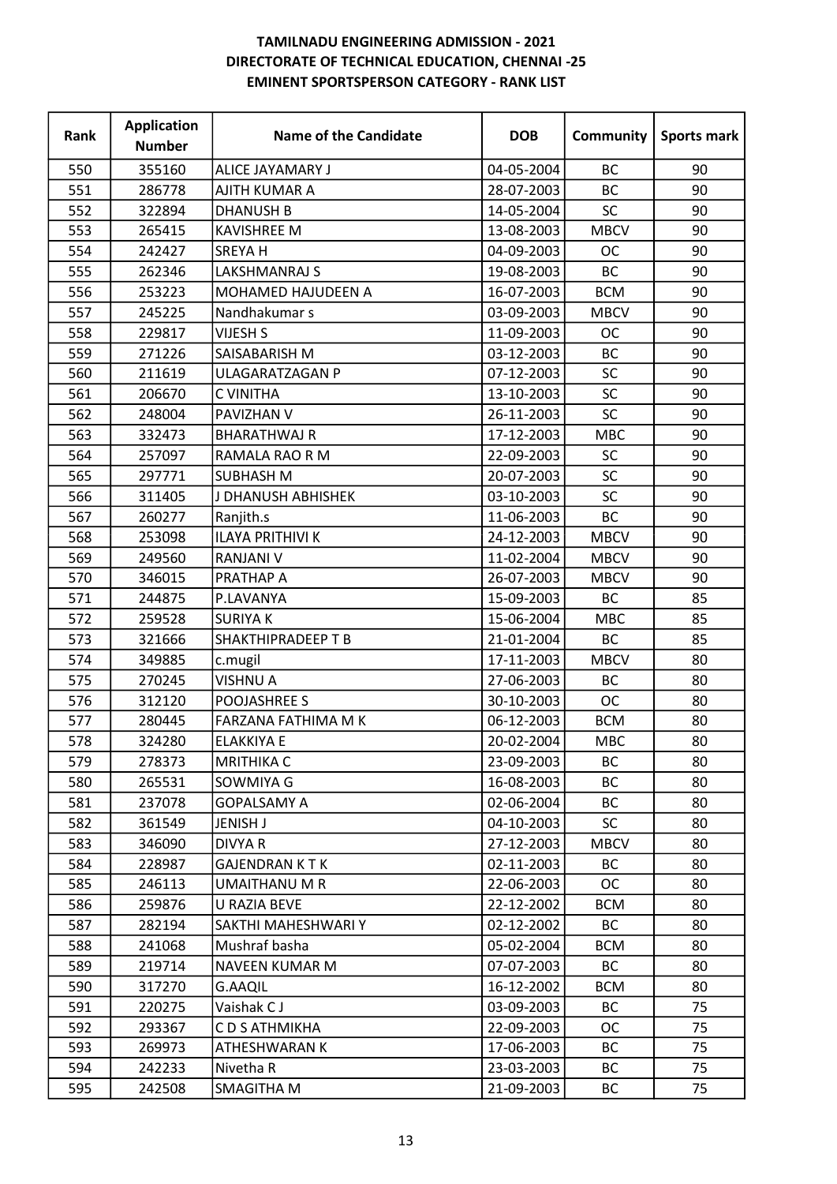**TAMILNADU ENGINEERING ADMISSION - 2021**
**DIRECTORATE OF TECHNICAL EDUCATION, CHENNAI -25**
**EMINENT SPORTSPERSON CATEGORY - RANK LIST**

| Rank | Application Number | Name of the Candidate | DOB | Community | Sports mark |
|---|---|---|---|---|---|
| 550 | 355160 | ALICE JAYAMARY J | 04-05-2004 | BC | 90 |
| 551 | 286778 | AJITH KUMAR A | 28-07-2003 | BC | 90 |
| 552 | 322894 | DHANUSH B | 14-05-2004 | SC | 90 |
| 553 | 265415 | KAVISHREE M | 13-08-2003 | MBCV | 90 |
| 554 | 242427 | SREYA H | 04-09-2003 | OC | 90 |
| 555 | 262346 | LAKSHMANRAJ S | 19-08-2003 | BC | 90 |
| 556 | 253223 | MOHAMED HAJUDEEN A | 16-07-2003 | BCM | 90 |
| 557 | 245225 | Nandhakumar s | 03-09-2003 | MBCV | 90 |
| 558 | 229817 | VIJESH S | 11-09-2003 | OC | 90 |
| 559 | 271226 | SAISABARISH M | 03-12-2003 | BC | 90 |
| 560 | 211619 | ULAGARATZAGAN P | 07-12-2003 | SC | 90 |
| 561 | 206670 | C VINITHA | 13-10-2003 | SC | 90 |
| 562 | 248004 | PAVIZHAN V | 26-11-2003 | SC | 90 |
| 563 | 332473 | BHARATHWAJ R | 17-12-2003 | MBC | 90 |
| 564 | 257097 | RAMALA RAO R M | 22-09-2003 | SC | 90 |
| 565 | 297771 | SUBHASH M | 20-07-2003 | SC | 90 |
| 566 | 311405 | J DHANUSH ABHISHEK | 03-10-2003 | SC | 90 |
| 567 | 260277 | Ranjith.s | 11-06-2003 | BC | 90 |
| 568 | 253098 | ILAYA PRITHIVI K | 24-12-2003 | MBCV | 90 |
| 569 | 249560 | RANJANI V | 11-02-2004 | MBCV | 90 |
| 570 | 346015 | PRATHAP A | 26-07-2003 | MBCV | 90 |
| 571 | 244875 | P.LAVANYA | 15-09-2003 | BC | 85 |
| 572 | 259528 | SURIYA K | 15-06-2004 | MBC | 85 |
| 573 | 321666 | SHAKTHIPRADEEP T B | 21-01-2004 | BC | 85 |
| 574 | 349885 | c.mugil | 17-11-2003 | MBCV | 80 |
| 575 | 270245 | VISHNU A | 27-06-2003 | BC | 80 |
| 576 | 312120 | POOJASHREE S | 30-10-2003 | OC | 80 |
| 577 | 280445 | FARZANA FATHIMA M K | 06-12-2003 | BCM | 80 |
| 578 | 324280 | ELAKKIYA E | 20-02-2004 | MBC | 80 |
| 579 | 278373 | MRITHIKA C | 23-09-2003 | BC | 80 |
| 580 | 265531 | SOWMIYA G | 16-08-2003 | BC | 80 |
| 581 | 237078 | GOPALSAMY A | 02-06-2004 | BC | 80 |
| 582 | 361549 | JENISH J | 04-10-2003 | SC | 80 |
| 583 | 346090 | DIVYA R | 27-12-2003 | MBCV | 80 |
| 584 | 228987 | GAJENDRAN K T K | 02-11-2003 | BC | 80 |
| 585 | 246113 | UMAITHANU M R | 22-06-2003 | OC | 80 |
| 586 | 259876 | U RAZIA BEVE | 22-12-2002 | BCM | 80 |
| 587 | 282194 | SAKTHI MAHESHWARI Y | 02-12-2002 | BC | 80 |
| 588 | 241068 | Mushraf basha | 05-02-2004 | BCM | 80 |
| 589 | 219714 | NAVEEN KUMAR M | 07-07-2003 | BC | 80 |
| 590 | 317270 | G.AAQIL | 16-12-2002 | BCM | 80 |
| 591 | 220275 | Vaishak C J | 03-09-2003 | BC | 75 |
| 592 | 293367 | C D S ATHMIKHA | 22-09-2003 | OC | 75 |
| 593 | 269973 | ATHESHWARAN K | 17-06-2003 | BC | 75 |
| 594 | 242233 | Nivetha R | 23-03-2003 | BC | 75 |
| 595 | 242508 | SMAGITHA M | 21-09-2003 | BC | 75 |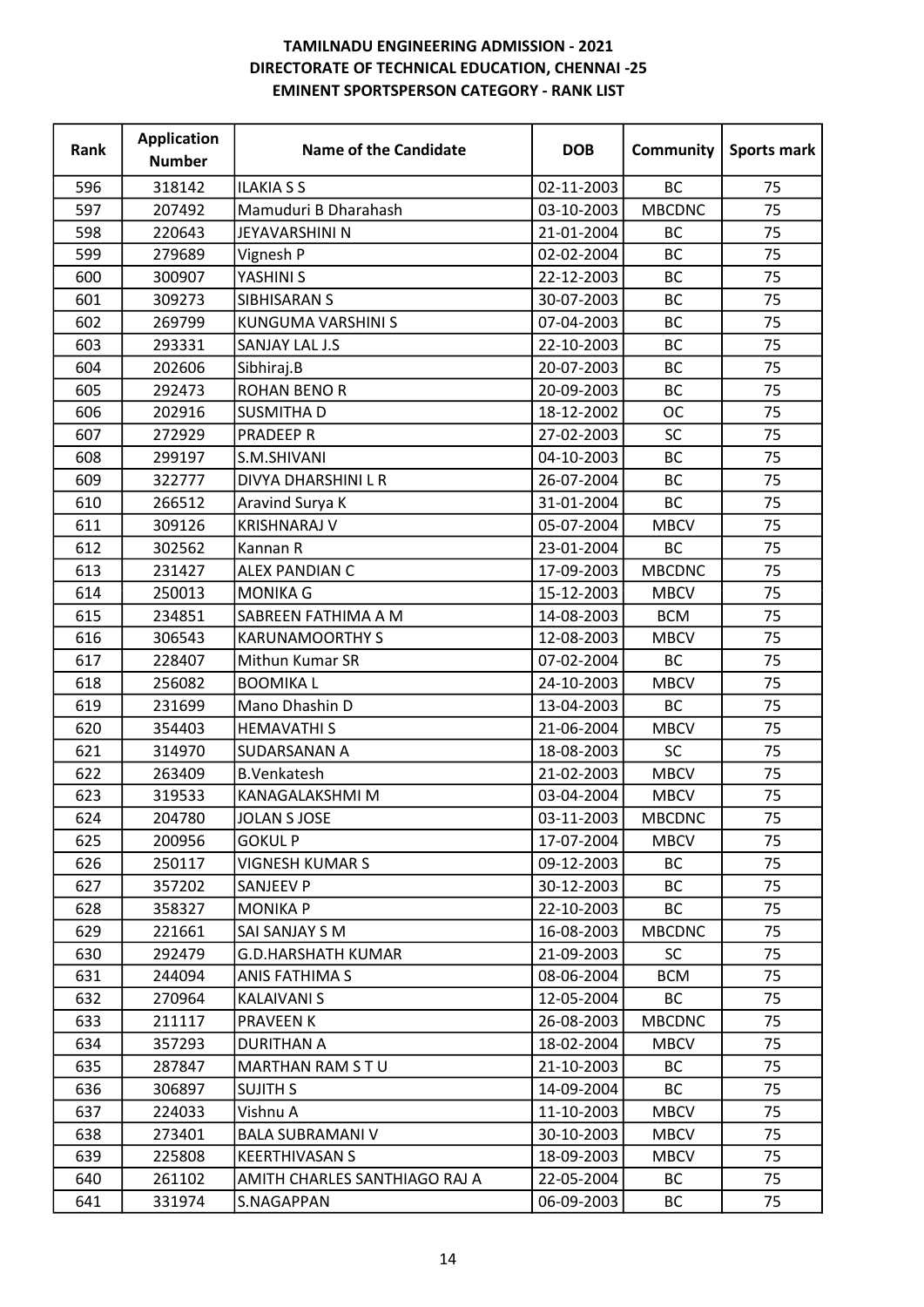**TAMILNADU ENGINEERING ADMISSION - 2021**
**DIRECTORATE OF TECHNICAL EDUCATION, CHENNAI -25**
**EMINENT SPORTSPERSON CATEGORY - RANK LIST**

| Rank | Application Number | Name of the Candidate | DOB | Community | Sports mark |
|---|---|---|---|---|---|
| 596 | 318142 | ILAKIA S S | 02-11-2003 | BC | 75 |
| 597 | 207492 | Mamuduri B Dharahash | 03-10-2003 | MBCDNC | 75 |
| 598 | 220643 | JEYAVARSHINI N | 21-01-2004 | BC | 75 |
| 599 | 279689 | Vignesh P | 02-02-2004 | BC | 75 |
| 600 | 300907 | YASHINI S | 22-12-2003 | BC | 75 |
| 601 | 309273 | SIBHISARAN S | 30-07-2003 | BC | 75 |
| 602 | 269799 | KUNGUMA VARSHINI S | 07-04-2003 | BC | 75 |
| 603 | 293331 | SANJAY LAL J.S | 22-10-2003 | BC | 75 |
| 604 | 202606 | Sibhiraj.B | 20-07-2003 | BC | 75 |
| 605 | 292473 | ROHAN BENO R | 20-09-2003 | BC | 75 |
| 606 | 202916 | SUSMITHA D | 18-12-2002 | OC | 75 |
| 607 | 272929 | PRADEEP R | 27-02-2003 | SC | 75 |
| 608 | 299197 | S.M.SHIVANI | 04-10-2003 | BC | 75 |
| 609 | 322777 | DIVYA DHARSHINI L R | 26-07-2004 | BC | 75 |
| 610 | 266512 | Aravind Surya K | 31-01-2004 | BC | 75 |
| 611 | 309126 | KRISHNARAJ V | 05-07-2004 | MBCV | 75 |
| 612 | 302562 | Kannan R | 23-01-2004 | BC | 75 |
| 613 | 231427 | ALEX PANDIAN C | 17-09-2003 | MBCDNC | 75 |
| 614 | 250013 | MONIKA G | 15-12-2003 | MBCV | 75 |
| 615 | 234851 | SABREEN FATHIMA A M | 14-08-2003 | BCM | 75 |
| 616 | 306543 | KARUNAMOORTHY S | 12-08-2003 | MBCV | 75 |
| 617 | 228407 | Mithun Kumar SR | 07-02-2004 | BC | 75 |
| 618 | 256082 | BOOMIKA L | 24-10-2003 | MBCV | 75 |
| 619 | 231699 | Mano Dhashin D | 13-04-2003 | BC | 75 |
| 620 | 354403 | HEMAVATHI S | 21-06-2004 | MBCV | 75 |
| 621 | 314970 | SUDARSANAN A | 18-08-2003 | SC | 75 |
| 622 | 263409 | B.Venkatesh | 21-02-2003 | MBCV | 75 |
| 623 | 319533 | KANAGALAKSHMI M | 03-04-2004 | MBCV | 75 |
| 624 | 204780 | JOLAN S JOSE | 03-11-2003 | MBCDNC | 75 |
| 625 | 200956 | GOKUL P | 17-07-2004 | MBCV | 75 |
| 626 | 250117 | VIGNESH KUMAR S | 09-12-2003 | BC | 75 |
| 627 | 357202 | SANJEEV P | 30-12-2003 | BC | 75 |
| 628 | 358327 | MONIKA P | 22-10-2003 | BC | 75 |
| 629 | 221661 | SAI SANJAY S M | 16-08-2003 | MBCDNC | 75 |
| 630 | 292479 | G.D.HARSHATH KUMAR | 21-09-2003 | SC | 75 |
| 631 | 244094 | ANIS FATHIMA S | 08-06-2004 | BCM | 75 |
| 632 | 270964 | KALAIVANI S | 12-05-2004 | BC | 75 |
| 633 | 211117 | PRAVEEN K | 26-08-2003 | MBCDNC | 75 |
| 634 | 357293 | DURITHAN A | 18-02-2004 | MBCV | 75 |
| 635 | 287847 | MARTHAN RAM S T U | 21-10-2003 | BC | 75 |
| 636 | 306897 | SUJITH S | 14-09-2004 | BC | 75 |
| 637 | 224033 | Vishnu A | 11-10-2003 | MBCV | 75 |
| 638 | 273401 | BALA SUBRAMANI V | 30-10-2003 | MBCV | 75 |
| 639 | 225808 | KEERTHIVASAN S | 18-09-2003 | MBCV | 75 |
| 640 | 261102 | AMITH CHARLES SANTHIAGO RAJ A | 22-05-2004 | BC | 75 |
| 641 | 331974 | S.NAGAPPAN | 06-09-2003 | BC | 75 |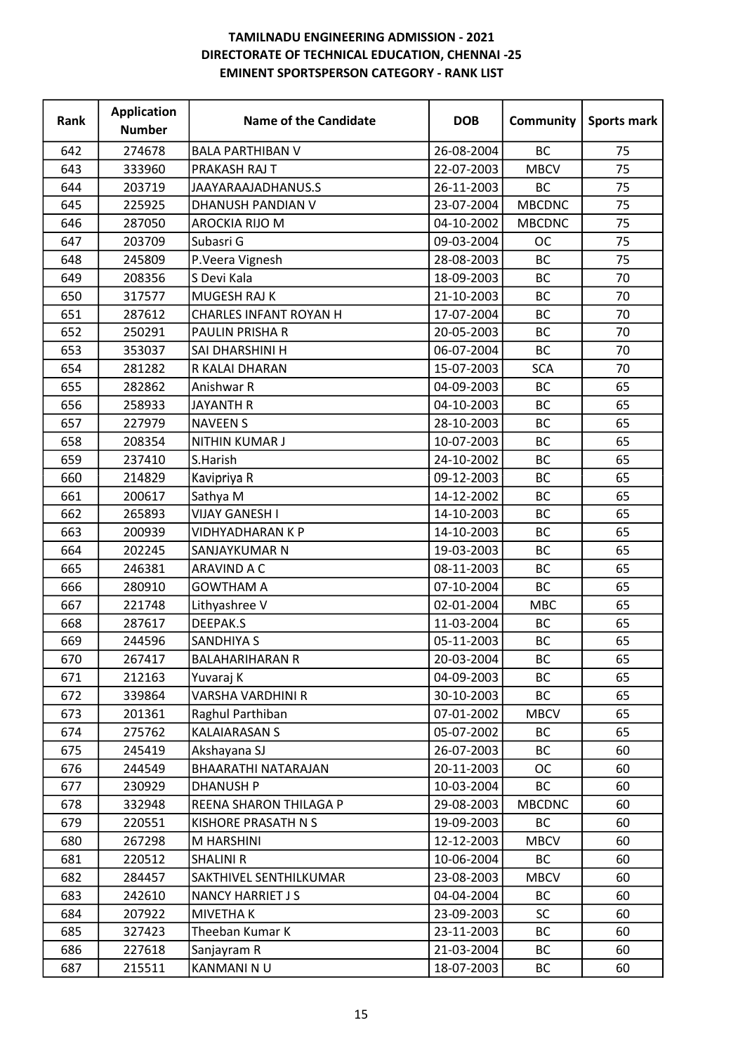**TAMILNADU ENGINEERING ADMISSION - 2021**
**DIRECTORATE OF TECHNICAL EDUCATION, CHENNAI -25**
**EMINENT SPORTSPERSON CATEGORY - RANK LIST**

| Rank | Application Number | Name of the Candidate | DOB | Community | Sports mark |
|---|---|---|---|---|---|
| 642 | 274678 | BALA PARTHIBAN V | 26-08-2004 | BC | 75 |
| 643 | 333960 | PRAKASH RAJ T | 22-07-2003 | MBCV | 75 |
| 644 | 203719 | JAAYARAAJADHANUS.S | 26-11-2003 | BC | 75 |
| 645 | 225925 | DHANUSH PANDIAN V | 23-07-2004 | MBCDNC | 75 |
| 646 | 287050 | AROCKIA RIJO M | 04-10-2002 | MBCDNC | 75 |
| 647 | 203709 | Subasri G | 09-03-2004 | OC | 75 |
| 648 | 245809 | P.Veera Vignesh | 28-08-2003 | BC | 75 |
| 649 | 208356 | S Devi Kala | 18-09-2003 | BC | 70 |
| 650 | 317577 | MUGESH RAJ K | 21-10-2003 | BC | 70 |
| 651 | 287612 | CHARLES INFANT ROYAN H | 17-07-2004 | BC | 70 |
| 652 | 250291 | PAULIN PRISHA R | 20-05-2003 | BC | 70 |
| 653 | 353037 | SAI DHARSHINI H | 06-07-2004 | BC | 70 |
| 654 | 281282 | R KALAI DHARAN | 15-07-2003 | SCA | 70 |
| 655 | 282862 | Anishwar R | 04-09-2003 | BC | 65 |
| 656 | 258933 | JAYANTH R | 04-10-2003 | BC | 65 |
| 657 | 227979 | NAVEEN S | 28-10-2003 | BC | 65 |
| 658 | 208354 | NITHIN KUMAR J | 10-07-2003 | BC | 65 |
| 659 | 237410 | S.Harish | 24-10-2002 | BC | 65 |
| 660 | 214829 | Kavipriya R | 09-12-2003 | BC | 65 |
| 661 | 200617 | Sathya M | 14-12-2002 | BC | 65 |
| 662 | 265893 | VIJAY GANESH I | 14-10-2003 | BC | 65 |
| 663 | 200939 | VIDHYADHARAN K P | 14-10-2003 | BC | 65 |
| 664 | 202245 | SANJAYKUMAR N | 19-03-2003 | BC | 65 |
| 665 | 246381 | ARAVIND A C | 08-11-2003 | BC | 65 |
| 666 | 280910 | GOWTHAM A | 07-10-2004 | BC | 65 |
| 667 | 221748 | Lithyashree V | 02-01-2004 | MBC | 65 |
| 668 | 287617 | DEEPAK.S | 11-03-2004 | BC | 65 |
| 669 | 244596 | SANDHIYA S | 05-11-2003 | BC | 65 |
| 670 | 267417 | BALAHARIHARAN R | 20-03-2004 | BC | 65 |
| 671 | 212163 | Yuvaraj K | 04-09-2003 | BC | 65 |
| 672 | 339864 | VARSHA VARDHINI R | 30-10-2003 | BC | 65 |
| 673 | 201361 | Raghul Parthiban | 07-01-2002 | MBCV | 65 |
| 674 | 275762 | KALAIARASAN S | 05-07-2002 | BC | 65 |
| 675 | 245419 | Akshayana SJ | 26-07-2003 | BC | 60 |
| 676 | 244549 | BHAARATHI NATARAJAN | 20-11-2003 | OC | 60 |
| 677 | 230929 | DHANUSH P | 10-03-2004 | BC | 60 |
| 678 | 332948 | REENA SHARON THILAGA P | 29-08-2003 | MBCDNC | 60 |
| 679 | 220551 | KISHORE PRASATH N S | 19-09-2003 | BC | 60 |
| 680 | 267298 | M HARSHINI | 12-12-2003 | MBCV | 60 |
| 681 | 220512 | SHALINI R | 10-06-2004 | BC | 60 |
| 682 | 284457 | SAKTHIVEL SENTHILKUMAR | 23-08-2003 | MBCV | 60 |
| 683 | 242610 | NANCY HARRIET J S | 04-04-2004 | BC | 60 |
| 684 | 207922 | MIVETHA K | 23-09-2003 | SC | 60 |
| 685 | 327423 | Theeban Kumar K | 23-11-2003 | BC | 60 |
| 686 | 227618 | Sanjayram R | 21-03-2004 | BC | 60 |
| 687 | 215511 | KANMANI N U | 18-07-2003 | BC | 60 |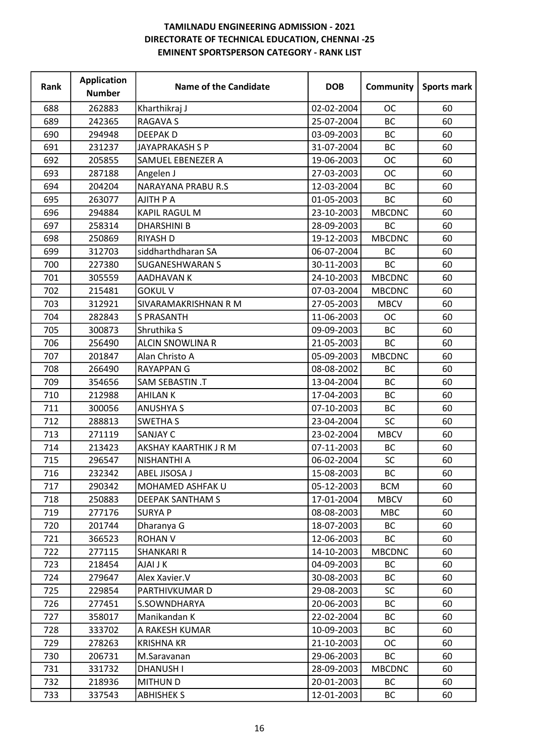# TAMILNADU ENGINEERING ADMISSION - 2021
## DIRECTORATE OF TECHNICAL EDUCATION, CHENNAI -25
## EMINENT SPORTSPERSON CATEGORY - RANK LIST

| Rank | Application Number | Name of the Candidate | DOB | Community | Sports mark |
|---|---|---|---|---|---|
| 688 | 262883 | Kharthikraj J | 02-02-2004 | OC | 60 |
| 689 | 242365 | RAGAVA S | 25-07-2004 | BC | 60 |
| 690 | 294948 | DEEPAK D | 03-09-2003 | BC | 60 |
| 691 | 231237 | JAYAPRAKASH S P | 31-07-2004 | BC | 60 |
| 692 | 205855 | SAMUEL EBENEZER A | 19-06-2003 | OC | 60 |
| 693 | 287188 | Angelen J | 27-03-2003 | OC | 60 |
| 694 | 204204 | NARAYANA PRABU R.S | 12-03-2004 | BC | 60 |
| 695 | 263077 | AJITH P A | 01-05-2003 | BC | 60 |
| 696 | 294884 | KAPIL RAGUL M | 23-10-2003 | MBCDNC | 60 |
| 697 | 258314 | DHARSHINI B | 28-09-2003 | BC | 60 |
| 698 | 250869 | RIYASH D | 19-12-2003 | MBCDNC | 60 |
| 699 | 312703 | siddharthdharan SA | 06-07-2004 | BC | 60 |
| 700 | 227380 | SUGANESHWARAN S | 30-11-2003 | BC | 60 |
| 701 | 305559 | AADHAVAN K | 24-10-2003 | MBCDNC | 60 |
| 702 | 215481 | GOKUL V | 07-03-2004 | MBCDNC | 60 |
| 703 | 312921 | SIVARAMAKRISHNAN R M | 27-05-2003 | MBCV | 60 |
| 704 | 282843 | S PRASANTH | 11-06-2003 | OC | 60 |
| 705 | 300873 | Shruthika S | 09-09-2003 | BC | 60 |
| 706 | 256490 | ALCIN SNOWLINA R | 21-05-2003 | BC | 60 |
| 707 | 201847 | Alan Christo A | 05-09-2003 | MBCDNC | 60 |
| 708 | 266490 | RAYAPPAN G | 08-08-2002 | BC | 60 |
| 709 | 354656 | SAM SEBASTIN .T | 13-04-2004 | BC | 60 |
| 710 | 212988 | AHILAN K | 17-04-2003 | BC | 60 |
| 711 | 300056 | ANUSHYA S | 07-10-2003 | BC | 60 |
| 712 | 288813 | SWETHA S | 23-04-2004 | SC | 60 |
| 713 | 271119 | SANJAY C | 23-02-2004 | MBCV | 60 |
| 714 | 213423 | AKSHAY KAARTHIK J R M | 07-11-2003 | BC | 60 |
| 715 | 296547 | NISHANTHI A | 06-02-2004 | SC | 60 |
| 716 | 232342 | ABEL JISOSA J | 15-08-2003 | BC | 60 |
| 717 | 290342 | MOHAMED ASHFAK U | 05-12-2003 | BCM | 60 |
| 718 | 250883 | DEEPAK SANTHAM S | 17-01-2004 | MBCV | 60 |
| 719 | 277176 | SURYA P | 08-08-2003 | MBC | 60 |
| 720 | 201744 | Dharanya G | 18-07-2003 | BC | 60 |
| 721 | 366523 | ROHAN V | 12-06-2003 | BC | 60 |
| 722 | 277115 | SHANKARI R | 14-10-2003 | MBCDNC | 60 |
| 723 | 218454 | AJAI J K | 04-09-2003 | BC | 60 |
| 724 | 279647 | Alex Xavier.V | 30-08-2003 | BC | 60 |
| 725 | 229854 | PARTHIVKUMAR D | 29-08-2003 | SC | 60 |
| 726 | 277451 | S.SOWNDHARYA | 20-06-2003 | BC | 60 |
| 727 | 358017 | Manikandan K | 22-02-2004 | BC | 60 |
| 728 | 333702 | A RAKESH KUMAR | 10-09-2003 | BC | 60 |
| 729 | 278263 | KRISHNA KR | 21-10-2003 | OC | 60 |
| 730 | 206731 | M.Saravanan | 29-06-2003 | BC | 60 |
| 731 | 331732 | DHANUSH I | 28-09-2003 | MBCDNC | 60 |
| 732 | 218936 | MITHUN D | 20-01-2003 | BC | 60 |
| 733 | 337543 | ABHISHEK S | 12-01-2003 | BC | 60 |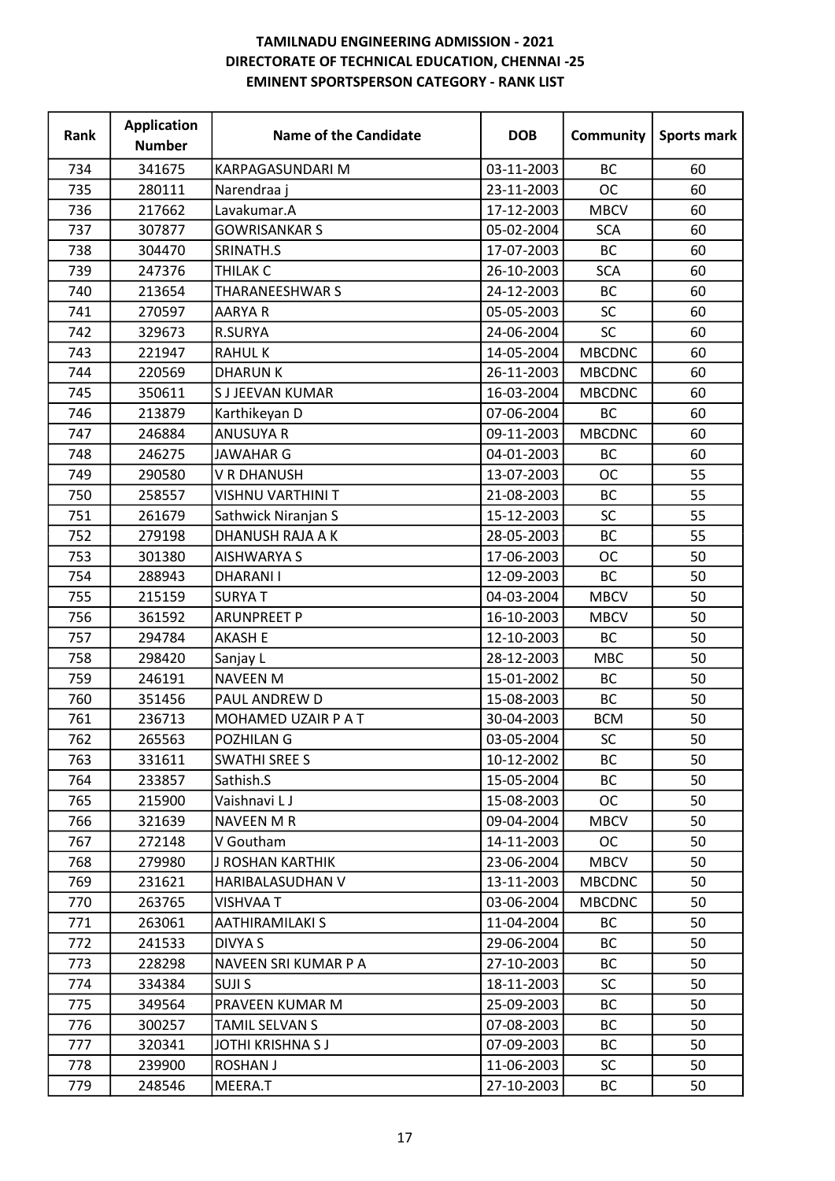# TAMILNADU ENGINEERING ADMISSION - 2021
## DIRECTORATE OF TECHNICAL EDUCATION, CHENNAI -25
## EMINENT SPORTSPERSON CATEGORY - RANK LIST

| Rank | Application Number | Name of the Candidate | DOB | Community | Sports mark |
|---|---|---|---|---|---|
| 734 | 341675 | KARPAGASUNDARI M | 03-11-2003 | BC | 60 |
| 735 | 280111 | Narendraa j | 23-11-2003 | OC | 60 |
| 736 | 217662 | Lavakumar.A | 17-12-2003 | MBCV | 60 |
| 737 | 307877 | GOWRISANKAR S | 05-02-2004 | SCA | 60 |
| 738 | 304470 | SRINATH.S | 17-07-2003 | BC | 60 |
| 739 | 247376 | THILAK C | 26-10-2003 | SCA | 60 |
| 740 | 213654 | THARANEESHWAR S | 24-12-2003 | BC | 60 |
| 741 | 270597 | AARYA R | 05-05-2003 | SC | 60 |
| 742 | 329673 | R.SURYA | 24-06-2004 | SC | 60 |
| 743 | 221947 | RAHUL K | 14-05-2004 | MBCDNC | 60 |
| 744 | 220569 | DHARUN K | 26-11-2003 | MBCDNC | 60 |
| 745 | 350611 | S J JEEVAN KUMAR | 16-03-2004 | MBCDNC | 60 |
| 746 | 213879 | Karthikeyan D | 07-06-2004 | BC | 60 |
| 747 | 246884 | ANUSUYA R | 09-11-2003 | MBCDNC | 60 |
| 748 | 246275 | JAWAHAR G | 04-01-2003 | BC | 60 |
| 749 | 290580 | V R DHANUSH | 13-07-2003 | OC | 55 |
| 750 | 258557 | VISHNU VARTHINI T | 21-08-2003 | BC | 55 |
| 751 | 261679 | Sathwick Niranjan S | 15-12-2003 | SC | 55 |
| 752 | 279198 | DHANUSH RAJA A K | 28-05-2003 | BC | 55 |
| 753 | 301380 | AISHWARYA S | 17-06-2003 | OC | 50 |
| 754 | 288943 | DHARANI I | 12-09-2003 | BC | 50 |
| 755 | 215159 | SURYA T | 04-03-2004 | MBCV | 50 |
| 756 | 361592 | ARUNPREET P | 16-10-2003 | MBCV | 50 |
| 757 | 294784 | AKASH E | 12-10-2003 | BC | 50 |
| 758 | 298420 | Sanjay L | 28-12-2003 | MBC | 50 |
| 759 | 246191 | NAVEEN M | 15-01-2002 | BC | 50 |
| 760 | 351456 | PAUL ANDREW D | 15-08-2003 | BC | 50 |
| 761 | 236713 | MOHAMED UZAIR P A T | 30-04-2003 | BCM | 50 |
| 762 | 265563 | POZHILAN G | 03-05-2004 | SC | 50 |
| 763 | 331611 | SWATHI SREE S | 10-12-2002 | BC | 50 |
| 764 | 233857 | Sathish.S | 15-05-2004 | BC | 50 |
| 765 | 215900 | Vaishnavi L J | 15-08-2003 | OC | 50 |
| 766 | 321639 | NAVEEN M R | 09-04-2004 | MBCV | 50 |
| 767 | 272148 | V Goutham | 14-11-2003 | OC | 50 |
| 768 | 279980 | J ROSHAN KARTHIK | 23-06-2004 | MBCV | 50 |
| 769 | 231621 | HARIBALASUDHAN V | 13-11-2003 | MBCDNC | 50 |
| 770 | 263765 | VISHVAA T | 03-06-2004 | MBCDNC | 50 |
| 771 | 263061 | AATHIRAMILAKI S | 11-04-2004 | BC | 50 |
| 772 | 241533 | DIVYA S | 29-06-2004 | BC | 50 |
| 773 | 228298 | NAVEEN SRI KUMAR P A | 27-10-2003 | BC | 50 |
| 774 | 334384 | SUJI S | 18-11-2003 | SC | 50 |
| 775 | 349564 | PRAVEEN KUMAR M | 25-09-2003 | BC | 50 |
| 776 | 300257 | TAMIL SELVAN S | 07-08-2003 | BC | 50 |
| 777 | 320341 | JOTHI KRISHNA S J | 07-09-2003 | BC | 50 |
| 778 | 239900 | ROSHAN J | 11-06-2003 | SC | 50 |
| 779 | 248546 | MEERA.T | 27-10-2003 | BC | 50 |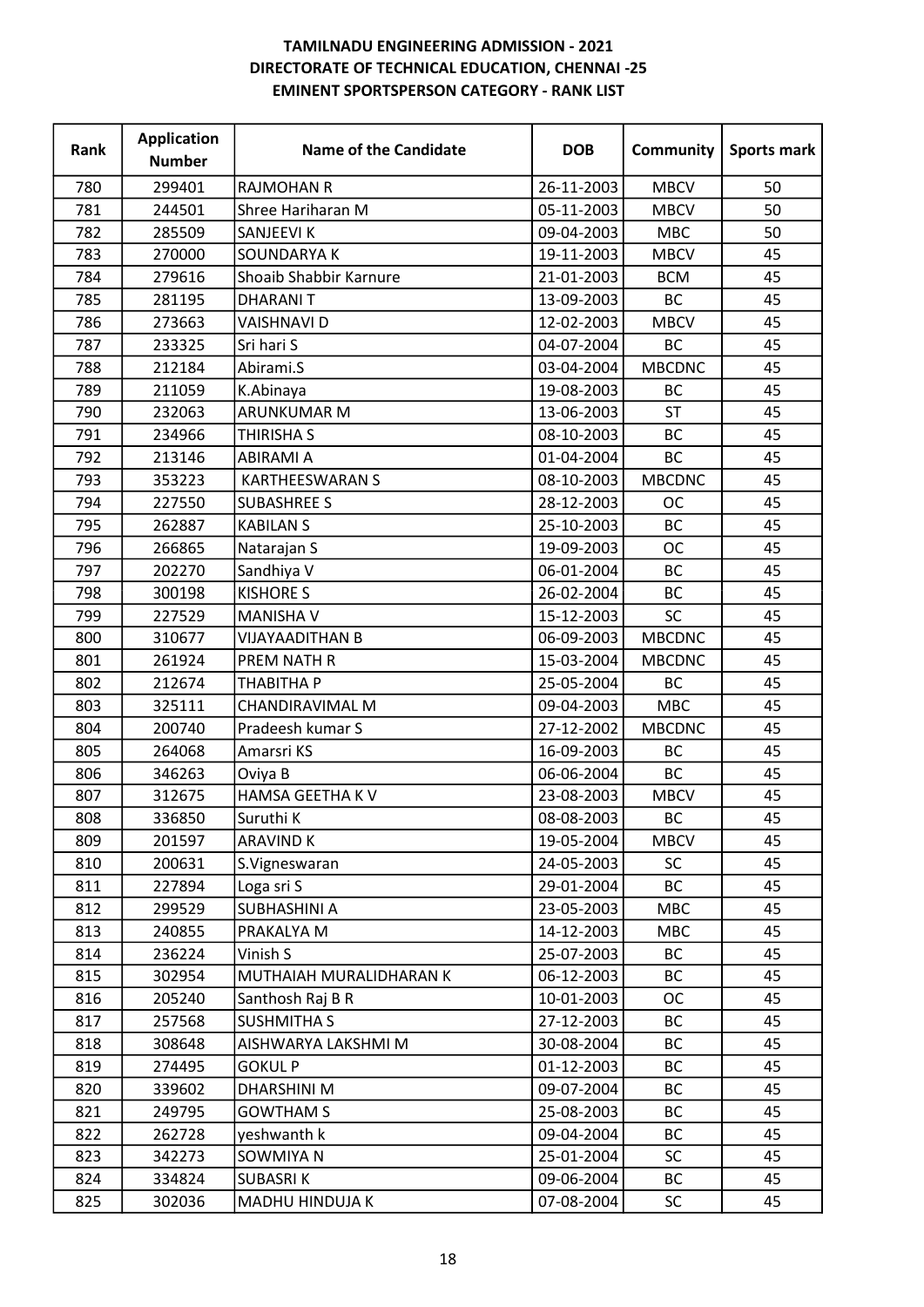**TAMILNADU ENGINEERING ADMISSION - 2021**
**DIRECTORATE OF TECHNICAL EDUCATION, CHENNAI -25**
**EMINENT SPORTSPERSON CATEGORY - RANK LIST**

| Rank | Application Number | Name of the Candidate | DOB | Community | Sports mark |
|---|---|---|---|---|---|
| 780 | 299401 | RAJMOHAN R | 26-11-2003 | MBCV | 50 |
| 781 | 244501 | Shree Hariharan M | 05-11-2003 | MBCV | 50 |
| 782 | 285509 | SANJEEVI K | 09-04-2003 | MBC | 50 |
| 783 | 270000 | SOUNDARYA K | 19-11-2003 | MBCV | 45 |
| 784 | 279616 | Shoaib Shabbir Karnure | 21-01-2003 | BCM | 45 |
| 785 | 281195 | DHARANI T | 13-09-2003 | BC | 45 |
| 786 | 273663 | VAISHNAVI D | 12-02-2003 | MBCV | 45 |
| 787 | 233325 | Sri hari S | 04-07-2004 | BC | 45 |
| 788 | 212184 | Abirami.S | 03-04-2004 | MBCDNC | 45 |
| 789 | 211059 | K.Abinaya | 19-08-2003 | BC | 45 |
| 790 | 232063 | ARUNKUMAR M | 13-06-2003 | ST | 45 |
| 791 | 234966 | THIRISHA S | 08-10-2003 | BC | 45 |
| 792 | 213146 | ABIRAMI A | 01-04-2004 | BC | 45 |
| 793 | 353223 | KARTHEESWARAN S | 08-10-2003 | MBCDNC | 45 |
| 794 | 227550 | SUBASHREE S | 28-12-2003 | OC | 45 |
| 795 | 262887 | KABILAN S | 25-10-2003 | BC | 45 |
| 796 | 266865 | Natarajan S | 19-09-2003 | OC | 45 |
| 797 | 202270 | Sandhiya V | 06-01-2004 | BC | 45 |
| 798 | 300198 | KISHORE S | 26-02-2004 | BC | 45 |
| 799 | 227529 | MANISHA V | 15-12-2003 | SC | 45 |
| 800 | 310677 | VIJAYAADITHAN B | 06-09-2003 | MBCDNC | 45 |
| 801 | 261924 | PREM NATH R | 15-03-2004 | MBCDNC | 45 |
| 802 | 212674 | THABITHA P | 25-05-2004 | BC | 45 |
| 803 | 325111 | CHANDIRAVIMAL M | 09-04-2003 | MBC | 45 |
| 804 | 200740 | Pradeesh kumar S | 27-12-2002 | MBCDNC | 45 |
| 805 | 264068 | Amarsri KS | 16-09-2003 | BC | 45 |
| 806 | 346263 | Oviya B | 06-06-2004 | BC | 45 |
| 807 | 312675 | HAMSA GEETHA K V | 23-08-2003 | MBCV | 45 |
| 808 | 336850 | Suruthi K | 08-08-2003 | BC | 45 |
| 809 | 201597 | ARAVIND K | 19-05-2004 | MBCV | 45 |
| 810 | 200631 | S.Vigneswaran | 24-05-2003 | SC | 45 |
| 811 | 227894 | Loga sri S | 29-01-2004 | BC | 45 |
| 812 | 299529 | SUBHASHINI A | 23-05-2003 | MBC | 45 |
| 813 | 240855 | PRAKALYA M | 14-12-2003 | MBC | 45 |
| 814 | 236224 | Vinish S | 25-07-2003 | BC | 45 |
| 815 | 302954 | MUTHAIAH MURALIDHARAN K | 06-12-2003 | BC | 45 |
| 816 | 205240 | Santhosh Raj B R | 10-01-2003 | OC | 45 |
| 817 | 257568 | SUSHMITHA S | 27-12-2003 | BC | 45 |
| 818 | 308648 | AISHWARYA LAKSHMI M | 30-08-2004 | BC | 45 |
| 819 | 274495 | GOKUL P | 01-12-2003 | BC | 45 |
| 820 | 339602 | DHARSHINI M | 09-07-2004 | BC | 45 |
| 821 | 249795 | GOWTHAM S | 25-08-2003 | BC | 45 |
| 822 | 262728 | yeshwanth k | 09-04-2004 | BC | 45 |
| 823 | 342273 | SOWMIYA N | 25-01-2004 | SC | 45 |
| 824 | 334824 | SUBASRI K | 09-06-2004 | BC | 45 |
| 825 | 302036 | MADHU HINDUJA K | 07-08-2004 | SC | 45 |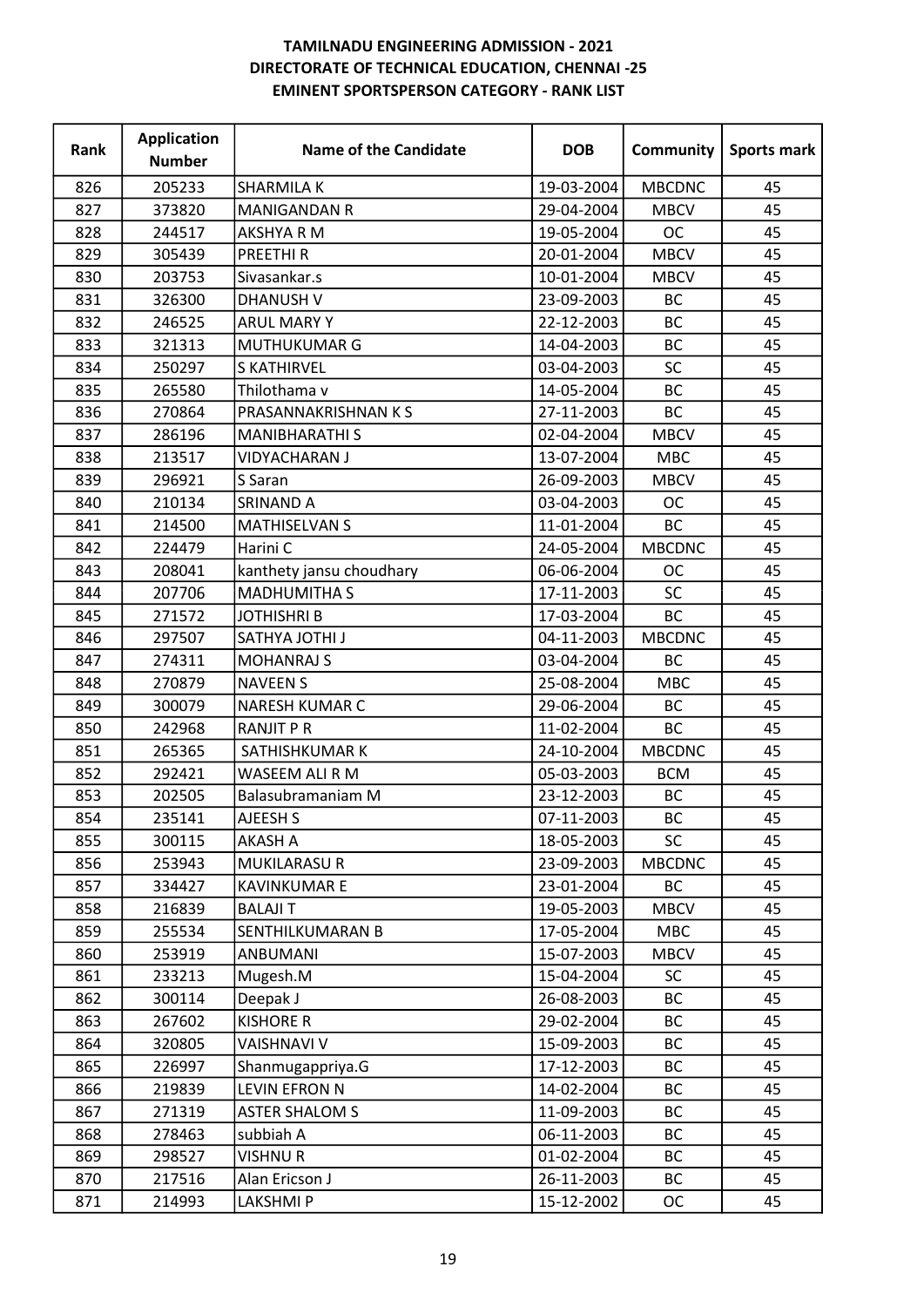**TAMILNADU ENGINEERING ADMISSION - 2021**
**DIRECTORATE OF TECHNICAL EDUCATION, CHENNAI -25**
**EMINENT SPORTSPERSON CATEGORY - RANK LIST**

| Rank | Application Number | Name of the Candidate | DOB | Community | Sports mark |
|---|---|---|---|---|---|
| 826 | 205233 | SHARMILA K | 19-03-2004 | MBCDNC | 45 |
| 827 | 373820 | MANIGANDAN R | 29-04-2004 | MBCV | 45 |
| 828 | 244517 | AKSHYA R M | 19-05-2004 | OC | 45 |
| 829 | 305439 | PREETHI R | 20-01-2004 | MBCV | 45 |
| 830 | 203753 | Sivasankar.s | 10-01-2004 | MBCV | 45 |
| 831 | 326300 | DHANUSH V | 23-09-2003 | BC | 45 |
| 832 | 246525 | ARUL MARY Y | 22-12-2003 | BC | 45 |
| 833 | 321313 | MUTHUKUMAR G | 14-04-2003 | BC | 45 |
| 834 | 250297 | S KATHIRVEL | 03-04-2003 | SC | 45 |
| 835 | 265580 | Thilothama v | 14-05-2004 | BC | 45 |
| 836 | 270864 | PRASANNAKRISHNAN K S | 27-11-2003 | BC | 45 |
| 837 | 286196 | MANIBHARATHI S | 02-04-2004 | MBCV | 45 |
| 838 | 213517 | VIDYACHARAN J | 13-07-2004 | MBC | 45 |
| 839 | 296921 | S Saran | 26-09-2003 | MBCV | 45 |
| 840 | 210134 | SRINAND A | 03-04-2003 | OC | 45 |
| 841 | 214500 | MATHISELVAN S | 11-01-2004 | BC | 45 |
| 842 | 224479 | Harini C | 24-05-2004 | MBCDNC | 45 |
| 843 | 208041 | kanthety jansu choudhary | 06-06-2004 | OC | 45 |
| 844 | 207706 | MADHUMITHA S | 17-11-2003 | SC | 45 |
| 845 | 271572 | JOTHISHRI B | 17-03-2004 | BC | 45 |
| 846 | 297507 | SATHYA JOTHI J | 04-11-2003 | MBCDNC | 45 |
| 847 | 274311 | MOHANRAJ S | 03-04-2004 | BC | 45 |
| 848 | 270879 | NAVEEN S | 25-08-2004 | MBC | 45 |
| 849 | 300079 | NARESH KUMAR C | 29-06-2004 | BC | 45 |
| 850 | 242968 | RANJIT P R | 11-02-2004 | BC | 45 |
| 851 | 265365 | SATHISHKUMAR K | 24-10-2004 | MBCDNC | 45 |
| 852 | 292421 | WASEEM ALI R M | 05-03-2003 | BCM | 45 |
| 853 | 202505 | Balasubramaniam M | 23-12-2003 | BC | 45 |
| 854 | 235141 | AJEESH S | 07-11-2003 | BC | 45 |
| 855 | 300115 | AKASH A | 18-05-2003 | SC | 45 |
| 856 | 253943 | MUKILARASU R | 23-09-2003 | MBCDNC | 45 |
| 857 | 334427 | KAVINKUMAR E | 23-01-2004 | BC | 45 |
| 858 | 216839 | BALAJI T | 19-05-2003 | MBCV | 45 |
| 859 | 255534 | SENTHILKUMARAN B | 17-05-2004 | MBC | 45 |
| 860 | 253919 | ANBUMANI | 15-07-2003 | MBCV | 45 |
| 861 | 233213 | Mugesh.M | 15-04-2004 | SC | 45 |
| 862 | 300114 | Deepak J | 26-08-2003 | BC | 45 |
| 863 | 267602 | KISHORE R | 29-02-2004 | BC | 45 |
| 864 | 320805 | VAISHNAVI V | 15-09-2003 | BC | 45 |
| 865 | 226997 | Shanmugappriya.G | 17-12-2003 | BC | 45 |
| 866 | 219839 | LEVIN EFRON N | 14-02-2004 | BC | 45 |
| 867 | 271319 | ASTER SHALOM S | 11-09-2003 | BC | 45 |
| 868 | 278463 | subbiah A | 06-11-2003 | BC | 45 |
| 869 | 298527 | VISHNU R | 01-02-2004 | BC | 45 |
| 870 | 217516 | Alan Ericson J | 26-11-2003 | BC | 45 |
| 871 | 214993 | LAKSHMI P | 15-12-2002 | OC | 45 |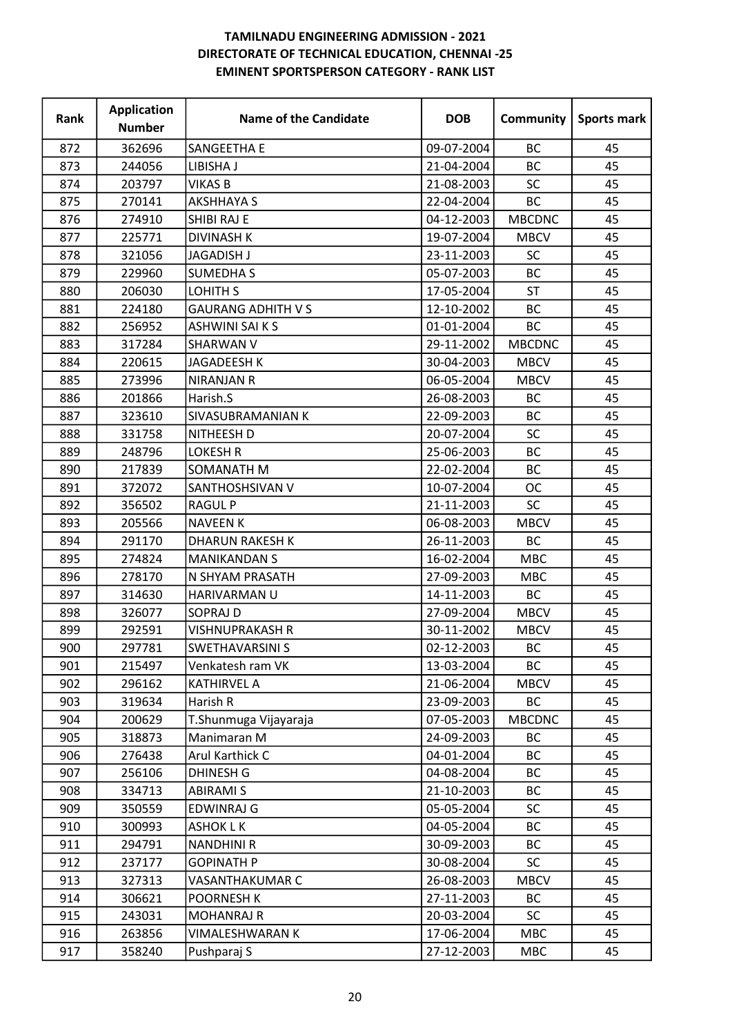**TAMILNADU ENGINEERING ADMISSION - 2021**
**DIRECTORATE OF TECHNICAL EDUCATION, CHENNAI -25**
**EMINENT SPORTSPERSON CATEGORY - RANK LIST**

| Rank | Application Number | Name of the Candidate | DOB | Community | Sports mark |
|---|---|---|---|---|---|
| 872 | 362696 | SANGEETHA E | 09-07-2004 | BC | 45 |
| 873 | 244056 | LIBISHA J | 21-04-2004 | BC | 45 |
| 874 | 203797 | VIKAS B | 21-08-2003 | SC | 45 |
| 875 | 270141 | AKSHHAYA S | 22-04-2004 | BC | 45 |
| 876 | 274910 | SHIBI RAJ E | 04-12-2003 | MBCDNC | 45 |
| 877 | 225771 | DIVINASH K | 19-07-2004 | MBCV | 45 |
| 878 | 321056 | JAGADISH J | 23-11-2003 | SC | 45 |
| 879 | 229960 | SUMEDHA S | 05-07-2003 | BC | 45 |
| 880 | 206030 | LOHITH S | 17-05-2004 | ST | 45 |
| 881 | 224180 | GAURANG ADHITH V S | 12-10-2002 | BC | 45 |
| 882 | 256952 | ASHWINI SAI K S | 01-01-2004 | BC | 45 |
| 883 | 317284 | SHARWAN V | 29-11-2002 | MBCDNC | 45 |
| 884 | 220615 | JAGADEESH K | 30-04-2003 | MBCV | 45 |
| 885 | 273996 | NIRANJAN R | 06-05-2004 | MBCV | 45 |
| 886 | 201866 | Harish.S | 26-08-2003 | BC | 45 |
| 887 | 323610 | SIVASUBRAMANIAN K | 22-09-2003 | BC | 45 |
| 888 | 331758 | NITHEESH D | 20-07-2004 | SC | 45 |
| 889 | 248796 | LOKESH R | 25-06-2003 | BC | 45 |
| 890 | 217839 | SOMANATH M | 22-02-2004 | BC | 45 |
| 891 | 372072 | SANTHOSHSIVAN V | 10-07-2004 | OC | 45 |
| 892 | 356502 | RAGUL P | 21-11-2003 | SC | 45 |
| 893 | 205566 | NAVEEN K | 06-08-2003 | MBCV | 45 |
| 894 | 291170 | DHARUN RAKESH K | 26-11-2003 | BC | 45 |
| 895 | 274824 | MANIKANDAN S | 16-02-2004 | MBC | 45 |
| 896 | 278170 | N SHYAM PRASATH | 27-09-2003 | MBC | 45 |
| 897 | 314630 | HARIVARMAN U | 14-11-2003 | BC | 45 |
| 898 | 326077 | SOPRAJ D | 27-09-2004 | MBCV | 45 |
| 899 | 292591 | VISHNUPRAKASH R | 30-11-2002 | MBCV | 45 |
| 900 | 297781 | SWETHAVARSINI S | 02-12-2003 | BC | 45 |
| 901 | 215497 | Venkatesh ram VK | 13-03-2004 | BC | 45 |
| 902 | 296162 | KATHIRVEL A | 21-06-2004 | MBCV | 45 |
| 903 | 319634 | Harish R | 23-09-2003 | BC | 45 |
| 904 | 200629 | T.Shunmuga Vijayaraja | 07-05-2003 | MBCDNC | 45 |
| 905 | 318873 | Manimaran M | 24-09-2003 | BC | 45 |
| 906 | 276438 | Arul Karthick C | 04-01-2004 | BC | 45 |
| 907 | 256106 | DHINESH G | 04-08-2004 | BC | 45 |
| 908 | 334713 | ABIRAMI S | 21-10-2003 | BC | 45 |
| 909 | 350559 | EDWINRAJ G | 05-05-2004 | SC | 45 |
| 910 | 300993 | ASHOK L K | 04-05-2004 | BC | 45 |
| 911 | 294791 | NANDHINI R | 30-09-2003 | BC | 45 |
| 912 | 237177 | GOPINATH P | 30-08-2004 | SC | 45 |
| 913 | 327313 | VASANTHAKUMAR C | 26-08-2003 | MBCV | 45 |
| 914 | 306621 | POORNESH K | 27-11-2003 | BC | 45 |
| 915 | 243031 | MOHANRAJ R | 20-03-2004 | SC | 45 |
| 916 | 263856 | VIMALESHWARAN K | 17-06-2004 | MBC | 45 |
| 917 | 358240 | Pushparaj S | 27-12-2003 | MBC | 45 |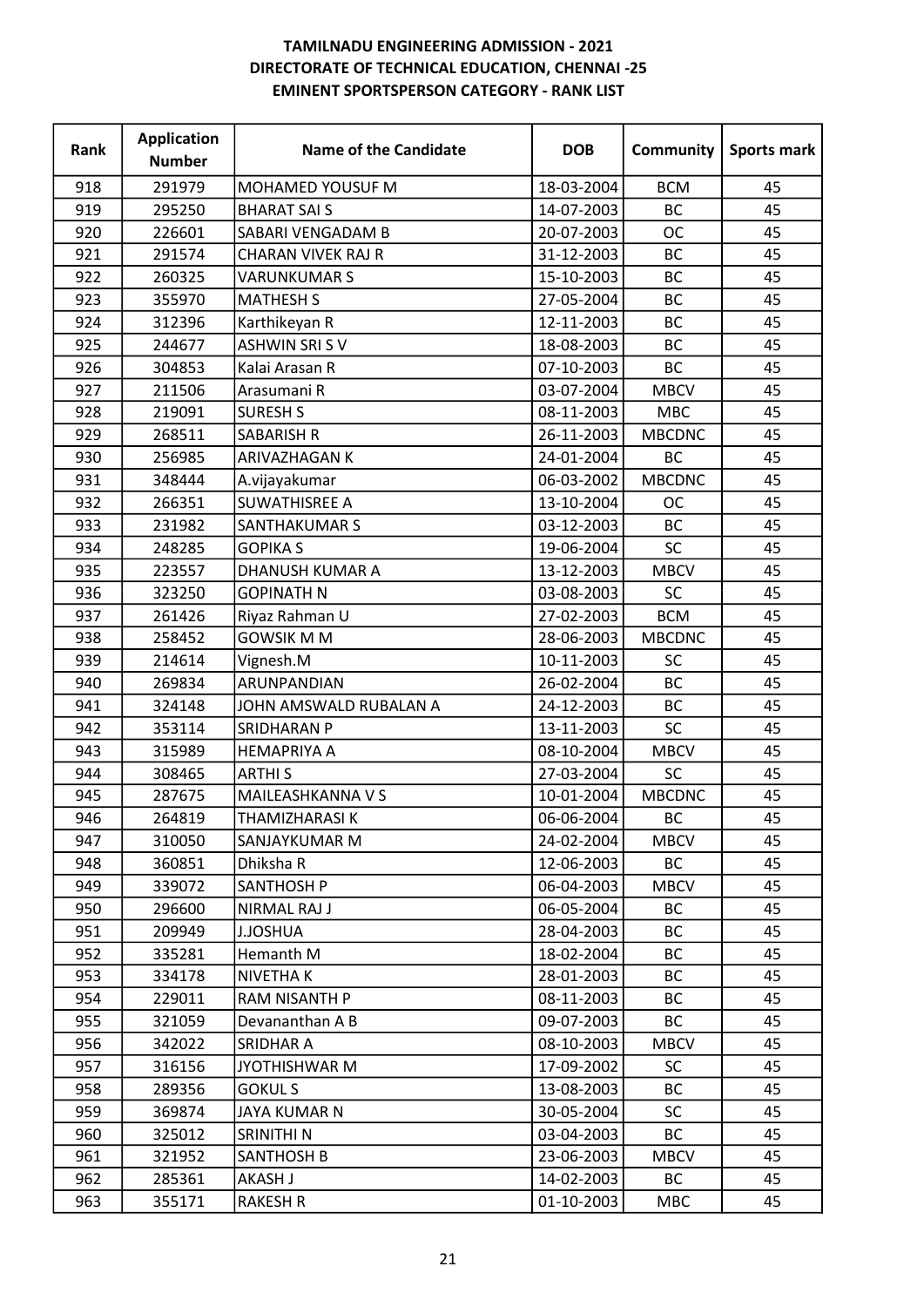**TAMILNADU ENGINEERING ADMISSION - 2021**
**DIRECTORATE OF TECHNICAL EDUCATION, CHENNAI -25**
**EMINENT SPORTSPERSON CATEGORY - RANK LIST**

| Rank | Application Number | Name of the Candidate | DOB | Community | Sports mark |
|---|---|---|---|---|---|
| 918 | 291979 | MOHAMED YOUSUF M | 18-03-2004 | BCM | 45 |
| 919 | 295250 | BHARAT SAI S | 14-07-2003 | BC | 45 |
| 920 | 226601 | SABARI VENGADAM B | 20-07-2003 | OC | 45 |
| 921 | 291574 | CHARAN VIVEK RAJ R | 31-12-2003 | BC | 45 |
| 922 | 260325 | VARUNKUMAR S | 15-10-2003 | BC | 45 |
| 923 | 355970 | MATHESH S | 27-05-2004 | BC | 45 |
| 924 | 312396 | Karthikeyan R | 12-11-2003 | BC | 45 |
| 925 | 244677 | ASHWIN SRI S V | 18-08-2003 | BC | 45 |
| 926 | 304853 | Kalai Arasan R | 07-10-2003 | BC | 45 |
| 927 | 211506 | Arasumani R | 03-07-2004 | MBCV | 45 |
| 928 | 219091 | SURESH S | 08-11-2003 | MBC | 45 |
| 929 | 268511 | SABARISH R | 26-11-2003 | MBCDNC | 45 |
| 930 | 256985 | ARIVAZHAGAN K | 24-01-2004 | BC | 45 |
| 931 | 348444 | A.vijayakumar | 06-03-2002 | MBCDNC | 45 |
| 932 | 266351 | SUWATHISREE A | 13-10-2004 | OC | 45 |
| 933 | 231982 | SANTHAKUMAR S | 03-12-2003 | BC | 45 |
| 934 | 248285 | GOPIKA S | 19-06-2004 | SC | 45 |
| 935 | 223557 | DHANUSH KUMAR A | 13-12-2003 | MBCV | 45 |
| 936 | 323250 | GOPINATH N | 03-08-2003 | SC | 45 |
| 937 | 261426 | Riyaz Rahman U | 27-02-2003 | BCM | 45 |
| 938 | 258452 | GOWSIK M M | 28-06-2003 | MBCDNC | 45 |
| 939 | 214614 | Vignesh.M | 10-11-2003 | SC | 45 |
| 940 | 269834 | ARUNPANDIAN | 26-02-2004 | BC | 45 |
| 941 | 324148 | JOHN AMSWALD RUBALAN A | 24-12-2003 | BC | 45 |
| 942 | 353114 | SRIDHARAN P | 13-11-2003 | SC | 45 |
| 943 | 315989 | HEMAPRIYA A | 08-10-2004 | MBCV | 45 |
| 944 | 308465 | ARTHI S | 27-03-2004 | SC | 45 |
| 945 | 287675 | MAILEASHKANNA V S | 10-01-2004 | MBCDNC | 45 |
| 946 | 264819 | THAMIZHARASI K | 06-06-2004 | BC | 45 |
| 947 | 310050 | SANJAYKUMAR M | 24-02-2004 | MBCV | 45 |
| 948 | 360851 | Dhiksha R | 12-06-2003 | BC | 45 |
| 949 | 339072 | SANTHOSH P | 06-04-2003 | MBCV | 45 |
| 950 | 296600 | NIRMAL RAJ J | 06-05-2004 | BC | 45 |
| 951 | 209949 | J.JOSHUA | 28-04-2003 | BC | 45 |
| 952 | 335281 | Hemanth M | 18-02-2004 | BC | 45 |
| 953 | 334178 | NIVETHA K | 28-01-2003 | BC | 45 |
| 954 | 229011 | RAM NISANTH P | 08-11-2003 | BC | 45 |
| 955 | 321059 | Devananthan A B | 09-07-2003 | BC | 45 |
| 956 | 342022 | SRIDHAR A | 08-10-2003 | MBCV | 45 |
| 957 | 316156 | JYOTHISHWAR M | 17-09-2002 | SC | 45 |
| 958 | 289356 | GOKUL S | 13-08-2003 | BC | 45 |
| 959 | 369874 | JAYA KUMAR N | 30-05-2004 | SC | 45 |
| 960 | 325012 | SRINITHI N | 03-04-2003 | BC | 45 |
| 961 | 321952 | SANTHOSH B | 23-06-2003 | MBCV | 45 |
| 962 | 285361 | AKASH J | 14-02-2003 | BC | 45 |
| 963 | 355171 | RAKESH R | 01-10-2003 | MBC | 45 |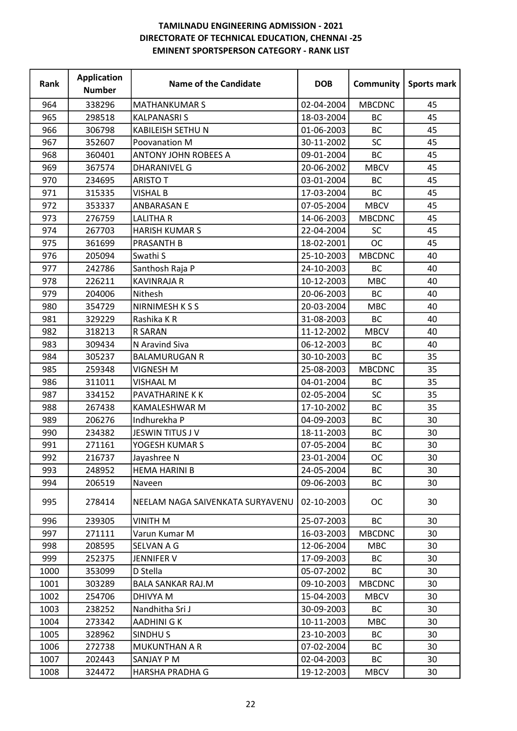**TAMILNADU ENGINEERING ADMISSION - 2021**
**DIRECTORATE OF TECHNICAL EDUCATION, CHENNAI -25**
**EMINENT SPORTSPERSON CATEGORY - RANK LIST**

| Rank | Application Number | Name of the Candidate | DOB | Community | Sports mark |
|---|---|---|---|---|---|
| 964 | 338296 | MATHANKUMAR S | 02-04-2004 | MBCDNC | 45 |
| 965 | 298518 | KALPANASRI S | 18-03-2004 | BC | 45 |
| 966 | 306798 | KABILEISH SETHU N | 01-06-2003 | BC | 45 |
| 967 | 352607 | Poovanation M | 30-11-2002 | SC | 45 |
| 968 | 360401 | ANTONY JOHN ROBEES A | 09-01-2004 | BC | 45 |
| 969 | 367574 | DHARANIVEL G | 20-06-2002 | MBCV | 45 |
| 970 | 234695 | ARISTO T | 03-01-2004 | BC | 45 |
| 971 | 315335 | VISHAL B | 17-03-2004 | BC | 45 |
| 972 | 353337 | ANBARASAN E | 07-05-2004 | MBCV | 45 |
| 973 | 276759 | LALITHA R | 14-06-2003 | MBCDNC | 45 |
| 974 | 267703 | HARISH KUMAR S | 22-04-2004 | SC | 45 |
| 975 | 361699 | PRASANTH B | 18-02-2001 | OC | 45 |
| 976 | 205094 | Swathi S | 25-10-2003 | MBCDNC | 40 |
| 977 | 242786 | Santhosh Raja P | 24-10-2003 | BC | 40 |
| 978 | 226211 | KAVINRAJA R | 10-12-2003 | MBC | 40 |
| 979 | 204006 | Nithesh | 20-06-2003 | BC | 40 |
| 980 | 354729 | NIRNIMESH K S S | 20-03-2004 | MBC | 40 |
| 981 | 329229 | Rashika K R | 31-08-2003 | BC | 40 |
| 982 | 318213 | R SARAN | 11-12-2002 | MBCV | 40 |
| 983 | 309434 | N Aravind Siva | 06-12-2003 | BC | 40 |
| 984 | 305237 | BALAMURUGAN R | 30-10-2003 | BC | 35 |
| 985 | 259348 | VIGNESH M | 25-08-2003 | MBCDNC | 35 |
| 986 | 311011 | VISHAAL M | 04-01-2004 | BC | 35 |
| 987 | 334152 | PAVATHARINE K K | 02-05-2004 | SC | 35 |
| 988 | 267438 | KAMALESHWAR M | 17-10-2002 | BC | 35 |
| 989 | 206276 | Indhurekha P | 04-09-2003 | BC | 30 |
| 990 | 234382 | JESWIN TITUS J V | 18-11-2003 | BC | 30 |
| 991 | 271161 | YOGESH KUMAR S | 07-05-2004 | BC | 30 |
| 992 | 216737 | Jayashree N | 23-01-2004 | OC | 30 |
| 993 | 248952 | HEMA HARINI B | 24-05-2004 | BC | 30 |
| 994 | 206519 | Naveen | 09-06-2003 | BC | 30 |
| 995 | 278414 | NEELAM NAGA SAIVENKATA SURYAVENU | 02-10-2003 | OC | 30 |
| 996 | 239305 | VINITH M | 25-07-2003 | BC | 30 |
| 997 | 271111 | Varun Kumar M | 16-03-2003 | MBCDNC | 30 |
| 998 | 208595 | SELVAN A G | 12-06-2004 | MBC | 30 |
| 999 | 252375 | JENNIFER V | 17-09-2003 | BC | 30 |
| 1000 | 353099 | D Stella | 05-07-2002 | BC | 30 |
| 1001 | 303289 | BALA SANKAR RAJ.M | 09-10-2003 | MBCDNC | 30 |
| 1002 | 254706 | DHIVYA M | 15-04-2003 | MBCV | 30 |
| 1003 | 238252 | Nandhitha Sri J | 30-09-2003 | BC | 30 |
| 1004 | 273342 | AADHINI G K | 10-11-2003 | MBC | 30 |
| 1005 | 328962 | SINDHU S | 23-10-2003 | BC | 30 |
| 1006 | 272738 | MUKUNTHAN A R | 07-02-2004 | BC | 30 |
| 1007 | 202443 | SANJAY P M | 02-04-2003 | BC | 30 |
| 1008 | 324472 | HARSHA PRADHA G | 19-12-2003 | MBCV | 30 |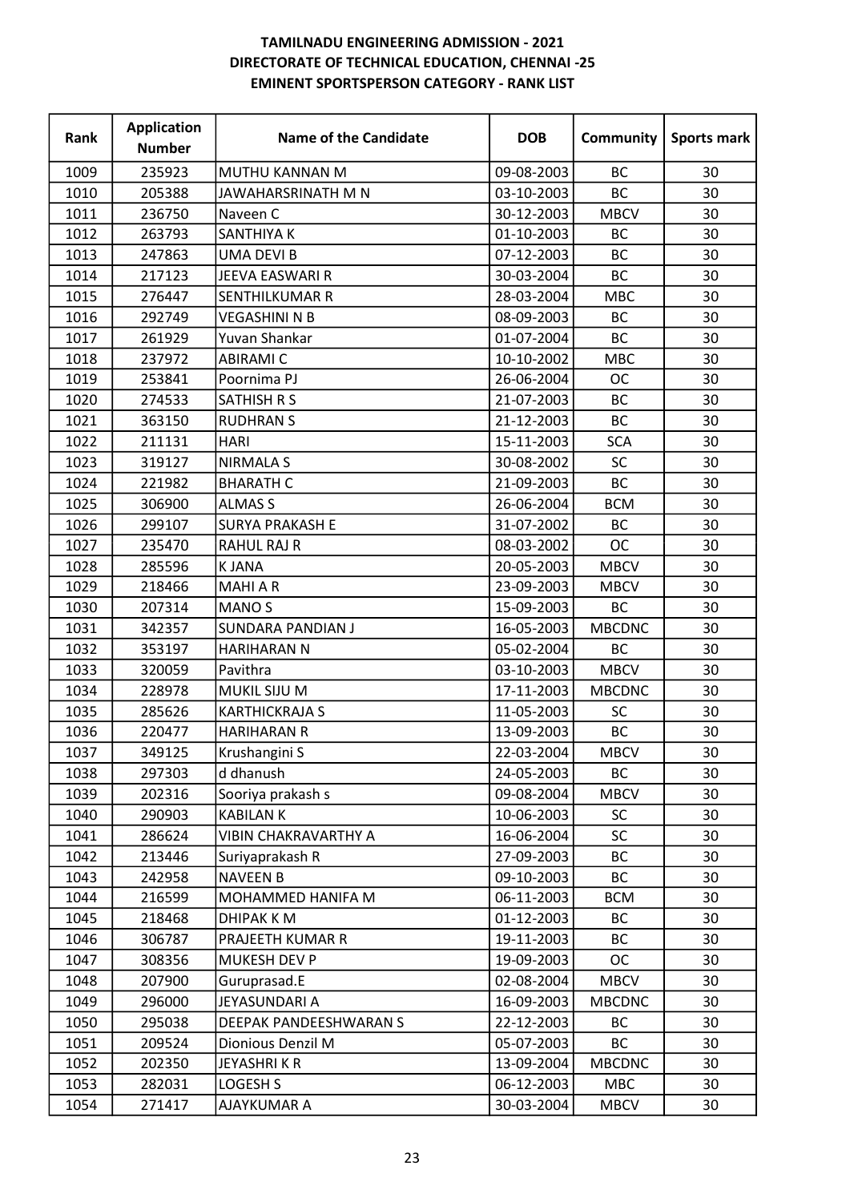**TAMILNADU ENGINEERING ADMISSION - 2021**
**DIRECTORATE OF TECHNICAL EDUCATION, CHENNAI -25**
**EMINENT SPORTSPERSON CATEGORY - RANK LIST**

| Rank | Application Number | Name of the Candidate | DOB | Community | Sports mark |
|---|---|---|---|---|---|
| 1009 | 235923 | MUTHU KANNAN M | 09-08-2003 | BC | 30 |
| 1010 | 205388 | JAWAHARSRINATH M N | 03-10-2003 | BC | 30 |
| 1011 | 236750 | Naveen C | 30-12-2003 | MBCV | 30 |
| 1012 | 263793 | SANTHIYA K | 01-10-2003 | BC | 30 |
| 1013 | 247863 | UMA DEVI B | 07-12-2003 | BC | 30 |
| 1014 | 217123 | JEEVA EASWARI R | 30-03-2004 | BC | 30 |
| 1015 | 276447 | SENTHILKUMAR R | 28-03-2004 | MBC | 30 |
| 1016 | 292749 | VEGASHINI N B | 08-09-2003 | BC | 30 |
| 1017 | 261929 | Yuvan Shankar | 01-07-2004 | BC | 30 |
| 1018 | 237972 | ABIRAMI C | 10-10-2002 | MBC | 30 |
| 1019 | 253841 | Poornima PJ | 26-06-2004 | OC | 30 |
| 1020 | 274533 | SATHISH R S | 21-07-2003 | BC | 30 |
| 1021 | 363150 | RUDHRAN S | 21-12-2003 | BC | 30 |
| 1022 | 211131 | HARI | 15-11-2003 | SCA | 30 |
| 1023 | 319127 | NIRMALA S | 30-08-2002 | SC | 30 |
| 1024 | 221982 | BHARATH C | 21-09-2003 | BC | 30 |
| 1025 | 306900 | ALMAS S | 26-06-2004 | BCM | 30 |
| 1026 | 299107 | SURYA PRAKASH E | 31-07-2002 | BC | 30 |
| 1027 | 235470 | RAHUL RAJ R | 08-03-2002 | OC | 30 |
| 1028 | 285596 | K JANA | 20-05-2003 | MBCV | 30 |
| 1029 | 218466 | MAHI A R | 23-09-2003 | MBCV | 30 |
| 1030 | 207314 | MANO S | 15-09-2003 | BC | 30 |
| 1031 | 342357 | SUNDARA PANDIAN J | 16-05-2003 | MBCDNC | 30 |
| 1032 | 353197 | HARIHARAN N | 05-02-2004 | BC | 30 |
| 1033 | 320059 | Pavithra | 03-10-2003 | MBCV | 30 |
| 1034 | 228978 | MUKIL SIJU M | 17-11-2003 | MBCDNC | 30 |
| 1035 | 285626 | KARTHICKRAJA S | 11-05-2003 | SC | 30 |
| 1036 | 220477 | HARIHARAN R | 13-09-2003 | BC | 30 |
| 1037 | 349125 | Krushangini S | 22-03-2004 | MBCV | 30 |
| 1038 | 297303 | d dhanush | 24-05-2003 | BC | 30 |
| 1039 | 202316 | Sooriya prakash s | 09-08-2004 | MBCV | 30 |
| 1040 | 290903 | KABILAN K | 10-06-2003 | SC | 30 |
| 1041 | 286624 | VIBIN CHAKRAVARTHY A | 16-06-2004 | SC | 30 |
| 1042 | 213446 | Suriyaprakash R | 27-09-2003 | BC | 30 |
| 1043 | 242958 | NAVEEN B | 09-10-2003 | BC | 30 |
| 1044 | 216599 | MOHAMMED HANIFA M | 06-11-2003 | BCM | 30 |
| 1045 | 218468 | DHIPAK K M | 01-12-2003 | BC | 30 |
| 1046 | 306787 | PRAJEETH KUMAR R | 19-11-2003 | BC | 30 |
| 1047 | 308356 | MUKESH DEV P | 19-09-2003 | OC | 30 |
| 1048 | 207900 | Guruprasad.E | 02-08-2004 | MBCV | 30 |
| 1049 | 296000 | JEYASUNDARI A | 16-09-2003 | MBCDNC | 30 |
| 1050 | 295038 | DEEPAK PANDEESHWARAN S | 22-12-2003 | BC | 30 |
| 1051 | 209524 | Dionious Denzil M | 05-07-2003 | BC | 30 |
| 1052 | 202350 | JEYASHRI K R | 13-09-2004 | MBCDNC | 30 |
| 1053 | 282031 | LOGESH S | 06-12-2003 | MBC | 30 |
| 1054 | 271417 | AJAYKUMAR A | 30-03-2004 | MBCV | 30 |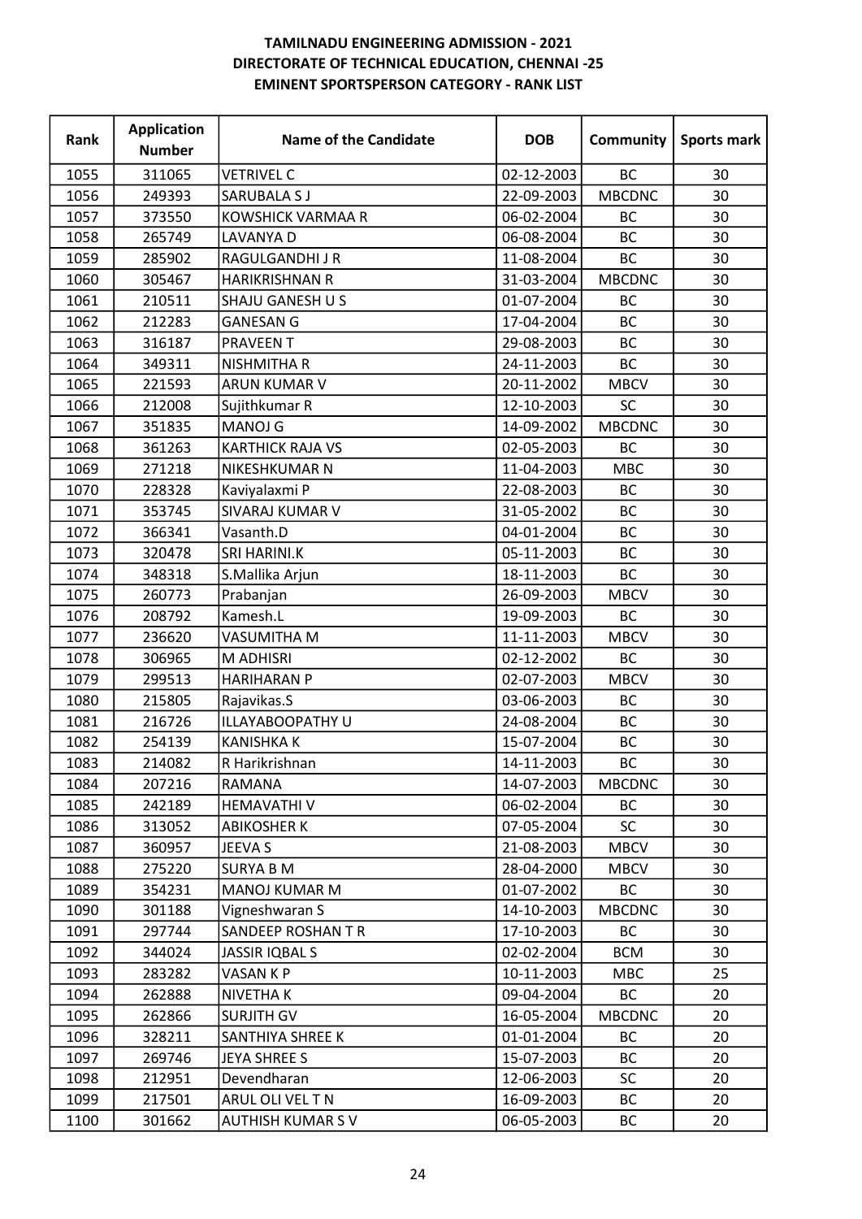**TAMILNADU ENGINEERING ADMISSION - 2021**
**DIRECTORATE OF TECHNICAL EDUCATION, CHENNAI -25**
**EMINENT SPORTSPERSON CATEGORY - RANK LIST**

| Rank | Application Number | Name of the Candidate | DOB | Community | Sports mark |
|---|---|---|---|---|---|
| 1055 | 311065 | VETRIVEL C | 02-12-2003 | BC | 30 |
| 1056 | 249393 | SARUBALA S J | 22-09-2003 | MBCDNC | 30 |
| 1057 | 373550 | KOWSHICK VARMAA R | 06-02-2004 | BC | 30 |
| 1058 | 265749 | LAVANYA D | 06-08-2004 | BC | 30 |
| 1059 | 285902 | RAGULGANDHI J R | 11-08-2004 | BC | 30 |
| 1060 | 305467 | HARIKRISHNAN R | 31-03-2004 | MBCDNC | 30 |
| 1061 | 210511 | SHAJU GANESH U S | 01-07-2004 | BC | 30 |
| 1062 | 212283 | GANESAN G | 17-04-2004 | BC | 30 |
| 1063 | 316187 | PRAVEEN T | 29-08-2003 | BC | 30 |
| 1064 | 349311 | NISHMITHA R | 24-11-2003 | BC | 30 |
| 1065 | 221593 | ARUN KUMAR V | 20-11-2002 | MBCV | 30 |
| 1066 | 212008 | Sujithkumar R | 12-10-2003 | SC | 30 |
| 1067 | 351835 | MANOJ G | 14-09-2002 | MBCDNC | 30 |
| 1068 | 361263 | KARTHICK RAJA VS | 02-05-2003 | BC | 30 |
| 1069 | 271218 | NIKESHKUMAR N | 11-04-2003 | MBC | 30 |
| 1070 | 228328 | Kaviyalaxmi P | 22-08-2003 | BC | 30 |
| 1071 | 353745 | SIVARAJ KUMAR V | 31-05-2002 | BC | 30 |
| 1072 | 366341 | Vasanth.D | 04-01-2004 | BC | 30 |
| 1073 | 320478 | SRI HARINI.K | 05-11-2003 | BC | 30 |
| 1074 | 348318 | S.Mallika Arjun | 18-11-2003 | BC | 30 |
| 1075 | 260773 | Prabanjan | 26-09-2003 | MBCV | 30 |
| 1076 | 208792 | Kamesh.L | 19-09-2003 | BC | 30 |
| 1077 | 236620 | VASUMITHA M | 11-11-2003 | MBCV | 30 |
| 1078 | 306965 | M ADHISRI | 02-12-2002 | BC | 30 |
| 1079 | 299513 | HARIHARAN P | 02-07-2003 | MBCV | 30 |
| 1080 | 215805 | Rajavikas.S | 03-06-2003 | BC | 30 |
| 1081 | 216726 | ILLAYABOOPATHY U | 24-08-2004 | BC | 30 |
| 1082 | 254139 | KANISHKA K | 15-07-2004 | BC | 30 |
| 1083 | 214082 | R Harikrishnan | 14-11-2003 | BC | 30 |
| 1084 | 207216 | RAMANA | 14-07-2003 | MBCDNC | 30 |
| 1085 | 242189 | HEMAVATHI V | 06-02-2004 | BC | 30 |
| 1086 | 313052 | ABIKOSHER K | 07-05-2004 | SC | 30 |
| 1087 | 360957 | JEEVA S | 21-08-2003 | MBCV | 30 |
| 1088 | 275220 | SURYA B M | 28-04-2000 | MBCV | 30 |
| 1089 | 354231 | MANOJ KUMAR M | 01-07-2002 | BC | 30 |
| 1090 | 301188 | Vigneshwaran S | 14-10-2003 | MBCDNC | 30 |
| 1091 | 297744 | SANDEEP ROSHAN T R | 17-10-2003 | BC | 30 |
| 1092 | 344024 | JASSIR IQBAL S | 02-02-2004 | BCM | 30 |
| 1093 | 283282 | VASAN K P | 10-11-2003 | MBC | 25 |
| 1094 | 262888 | NIVETHA K | 09-04-2004 | BC | 20 |
| 1095 | 262866 | SURJITH GV | 16-05-2004 | MBCDNC | 20 |
| 1096 | 328211 | SANTHIYA SHREE K | 01-01-2004 | BC | 20 |
| 1097 | 269746 | JEYA SHREE S | 15-07-2003 | BC | 20 |
| 1098 | 212951 | Devendharan | 12-06-2003 | SC | 20 |
| 1099 | 217501 | ARUL OLI VEL T N | 16-09-2003 | BC | 20 |
| 1100 | 301662 | AUTHISH KUMAR S V | 06-05-2003 | BC | 20 |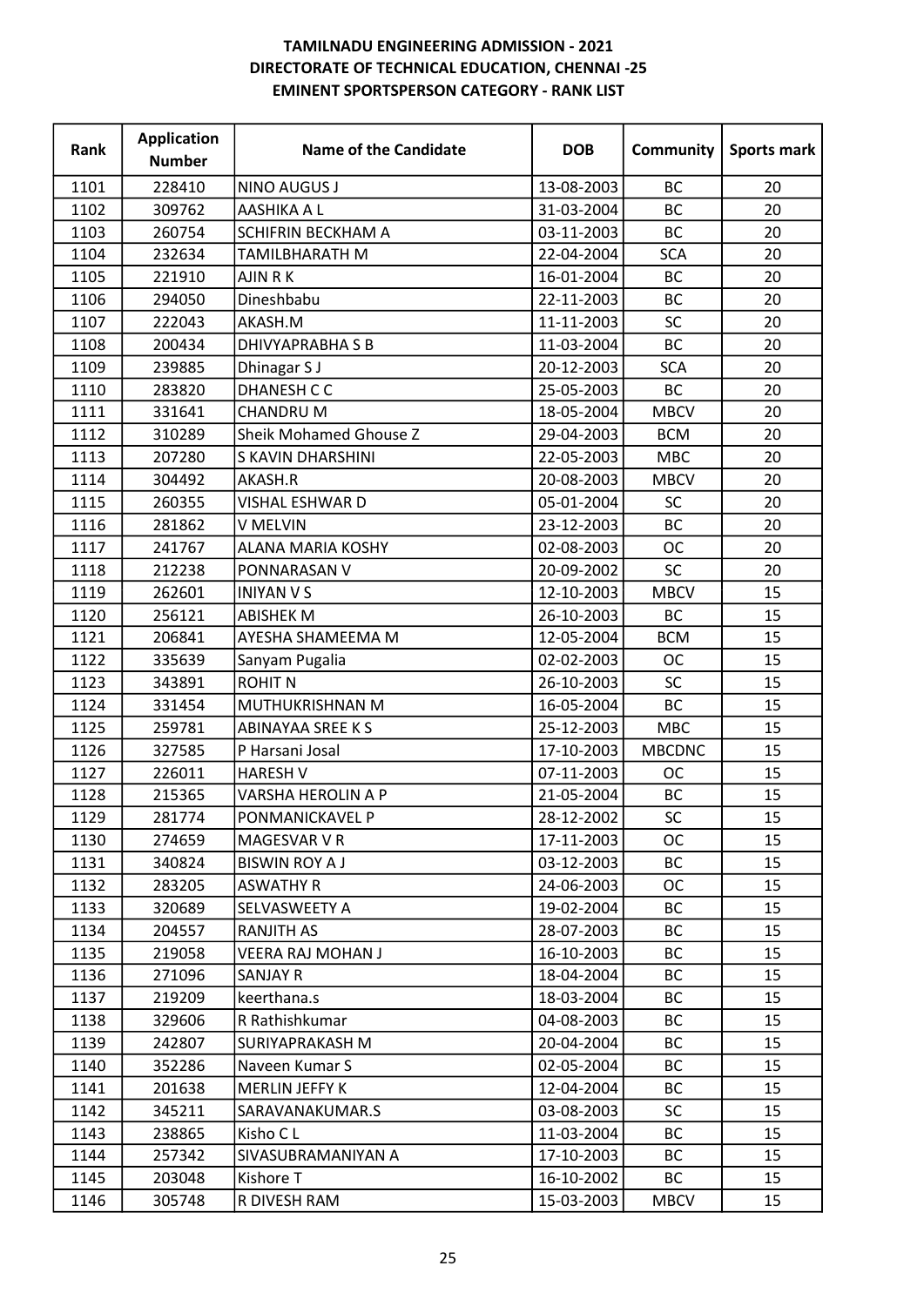**TAMILNADU ENGINEERING ADMISSION - 2021**
**DIRECTORATE OF TECHNICAL EDUCATION, CHENNAI -25**
**EMINENT SPORTSPERSON CATEGORY - RANK LIST**

| Rank | Application Number | Name of the Candidate | DOB | Community | Sports mark |
|---|---|---|---|---|---|
| 1101 | 228410 | NINO AUGUS J | 13-08-2003 | BC | 20 |
| 1102 | 309762 | AASHIKA A L | 31-03-2004 | BC | 20 |
| 1103 | 260754 | SCHIFRIN BECKHAM A | 03-11-2003 | BC | 20 |
| 1104 | 232634 | TAMILBHARATH M | 22-04-2004 | SCA | 20 |
| 1105 | 221910 | AJIN R K | 16-01-2004 | BC | 20 |
| 1106 | 294050 | Dineshbabu | 22-11-2003 | BC | 20 |
| 1107 | 222043 | AKASH.M | 11-11-2003 | SC | 20 |
| 1108 | 200434 | DHIVYAPRABHA S B | 11-03-2004 | BC | 20 |
| 1109 | 239885 | Dhinagar S J | 20-12-2003 | SCA | 20 |
| 1110 | 283820 | DHANESH C C | 25-05-2003 | BC | 20 |
| 1111 | 331641 | CHANDRU M | 18-05-2004 | MBCV | 20 |
| 1112 | 310289 | Sheik Mohamed Ghouse Z | 29-04-2003 | BCM | 20 |
| 1113 | 207280 | S KAVIN DHARSHINI | 22-05-2003 | MBC | 20 |
| 1114 | 304492 | AKASH.R | 20-08-2003 | MBCV | 20 |
| 1115 | 260355 | VISHAL ESHWAR D | 05-01-2004 | SC | 20 |
| 1116 | 281862 | V MELVIN | 23-12-2003 | BC | 20 |
| 1117 | 241767 | ALANA MARIA KOSHY | 02-08-2003 | OC | 20 |
| 1118 | 212238 | PONNARASAN V | 20-09-2002 | SC | 20 |
| 1119 | 262601 | INIYAN V S | 12-10-2003 | MBCV | 15 |
| 1120 | 256121 | ABISHEK M | 26-10-2003 | BC | 15 |
| 1121 | 206841 | AYESHA SHAMEEMA M | 12-05-2004 | BCM | 15 |
| 1122 | 335639 | Sanyam Pugalia | 02-02-2003 | OC | 15 |
| 1123 | 343891 | ROHIT N | 26-10-2003 | SC | 15 |
| 1124 | 331454 | MUTHUKRISHNAN M | 16-05-2004 | BC | 15 |
| 1125 | 259781 | ABINAYAA SREE K S | 25-12-2003 | MBC | 15 |
| 1126 | 327585 | P Harsani Josal | 17-10-2003 | MBCDNC | 15 |
| 1127 | 226011 | HARESH V | 07-11-2003 | OC | 15 |
| 1128 | 215365 | VARSHA HEROLIN A P | 21-05-2004 | BC | 15 |
| 1129 | 281774 | PONMANICKAVEL P | 28-12-2002 | SC | 15 |
| 1130 | 274659 | MAGESVAR V R | 17-11-2003 | OC | 15 |
| 1131 | 340824 | BISWIN ROY A J | 03-12-2003 | BC | 15 |
| 1132 | 283205 | ASWATHY R | 24-06-2003 | OC | 15 |
| 1133 | 320689 | SELVASWEETY A | 19-02-2004 | BC | 15 |
| 1134 | 204557 | RANJITH AS | 28-07-2003 | BC | 15 |
| 1135 | 219058 | VEERA RAJ MOHAN J | 16-10-2003 | BC | 15 |
| 1136 | 271096 | SANJAY R | 18-04-2004 | BC | 15 |
| 1137 | 219209 | keerthana.s | 18-03-2004 | BC | 15 |
| 1138 | 329606 | R Rathishkumar | 04-08-2003 | BC | 15 |
| 1139 | 242807 | SURIYAPRAKASH M | 20-04-2004 | BC | 15 |
| 1140 | 352286 | Naveen Kumar S | 02-05-2004 | BC | 15 |
| 1141 | 201638 | MERLIN JEFFY K | 12-04-2004 | BC | 15 |
| 1142 | 345211 | SARAVANAKUMAR.S | 03-08-2003 | SC | 15 |
| 1143 | 238865 | Kisho C L | 11-03-2004 | BC | 15 |
| 1144 | 257342 | SIVASUBRAMANIYAN A | 17-10-2003 | BC | 15 |
| 1145 | 203048 | Kishore T | 16-10-2002 | BC | 15 |
| 1146 | 305748 | R DIVESH RAM | 15-03-2003 | MBCV | 15 |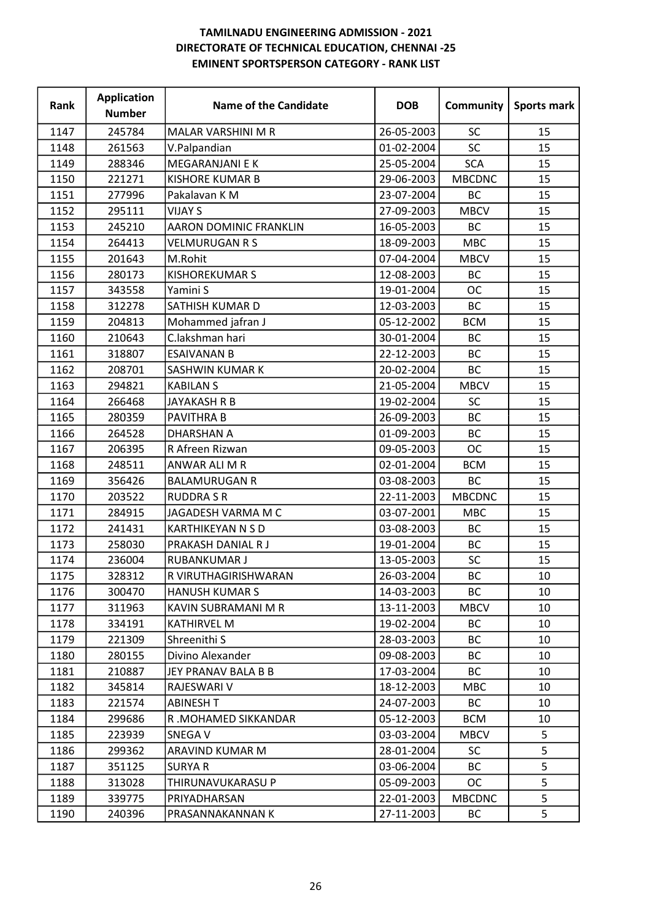# TAMILNADU ENGINEERING ADMISSION - 2021
## DIRECTORATE OF TECHNICAL EDUCATION, CHENNAI -25
## EMINENT SPORTSPERSON CATEGORY - RANK LIST

| Rank | Application Number | Name of the Candidate | DOB | Community | Sports mark |
|---|---|---|---|---|---|
| 1147 | 245784 | MALAR VARSHINI M R | 26-05-2003 | SC | 15 |
| 1148 | 261563 | V.Palpandian | 01-02-2004 | SC | 15 |
| 1149 | 288346 | MEGARANJANI E K | 25-05-2004 | SCA | 15 |
| 1150 | 221271 | KISHORE KUMAR B | 29-06-2003 | MBCDNC | 15 |
| 1151 | 277996 | Pakalavan K M | 23-07-2004 | BC | 15 |
| 1152 | 295111 | VIJAY S | 27-09-2003 | MBCV | 15 |
| 1153 | 245210 | AARON DOMINIC FRANKLIN | 16-05-2003 | BC | 15 |
| 1154 | 264413 | VELMURUGAN R S | 18-09-2003 | MBC | 15 |
| 1155 | 201643 | M.Rohit | 07-04-2004 | MBCV | 15 |
| 1156 | 280173 | KISHOREKUMAR S | 12-08-2003 | BC | 15 |
| 1157 | 343558 | Yamini S | 19-01-2004 | OC | 15 |
| 1158 | 312278 | SATHISH KUMAR D | 12-03-2003 | BC | 15 |
| 1159 | 204813 | Mohammed jafran J | 05-12-2002 | BCM | 15 |
| 1160 | 210643 | C.lakshman hari | 30-01-2004 | BC | 15 |
| 1161 | 318807 | ESAIVANAN B | 22-12-2003 | BC | 15 |
| 1162 | 208701 | SASHWIN KUMAR K | 20-02-2004 | BC | 15 |
| 1163 | 294821 | KABILAN S | 21-05-2004 | MBCV | 15 |
| 1164 | 266468 | JAYAKASH R B | 19-02-2004 | SC | 15 |
| 1165 | 280359 | PAVITHRA B | 26-09-2003 | BC | 15 |
| 1166 | 264528 | DHARSHAN A | 01-09-2003 | BC | 15 |
| 1167 | 206395 | R Afreen Rizwan | 09-05-2003 | OC | 15 |
| 1168 | 248511 | ANWAR ALI M R | 02-01-2004 | BCM | 15 |
| 1169 | 356426 | BALAMURUGAN R | 03-08-2003 | BC | 15 |
| 1170 | 203522 | RUDDRA S R | 22-11-2003 | MBCDNC | 15 |
| 1171 | 284915 | JAGADESH VARMA M C | 03-07-2001 | MBC | 15 |
| 1172 | 241431 | KARTHIKEYAN N S D | 03-08-2003 | BC | 15 |
| 1173 | 258030 | PRAKASH DANIAL R J | 19-01-2004 | BC | 15 |
| 1174 | 236004 | RUBANKUMAR J | 13-05-2003 | SC | 15 |
| 1175 | 328312 | R VIRUTHAGIRISHWARAN | 26-03-2004 | BC | 10 |
| 1176 | 300470 | HANUSH KUMAR S | 14-03-2003 | BC | 10 |
| 1177 | 311963 | KAVIN SUBRAMANI M R | 13-11-2003 | MBCV | 10 |
| 1178 | 334191 | KATHIRVEL M | 19-02-2004 | BC | 10 |
| 1179 | 221309 | Shreenithi S | 28-03-2003 | BC | 10 |
| 1180 | 280155 | Divino Alexander | 09-08-2003 | BC | 10 |
| 1181 | 210887 | JEY PRANAV BALA B B | 17-03-2004 | BC | 10 |
| 1182 | 345814 | RAJESWARI V | 18-12-2003 | MBC | 10 |
| 1183 | 221574 | ABINESH T | 24-07-2003 | BC | 10 |
| 1184 | 299686 | R .MOHAMED SIKKANDAR | 05-12-2003 | BCM | 10 |
| 1185 | 223939 | SNEGA V | 03-03-2004 | MBCV | 5 |
| 1186 | 299362 | ARAVIND KUMAR M | 28-01-2004 | SC | 5 |
| 1187 | 351125 | SURYA R | 03-06-2004 | BC | 5 |
| 1188 | 313028 | THIRUNAVUKARASU P | 05-09-2003 | OC | 5 |
| 1189 | 339775 | PRIYADHARSAN | 22-01-2003 | MBCDNC | 5 |
| 1190 | 240396 | PRASANNAKANNAN K | 27-11-2003 | BC | 5 |